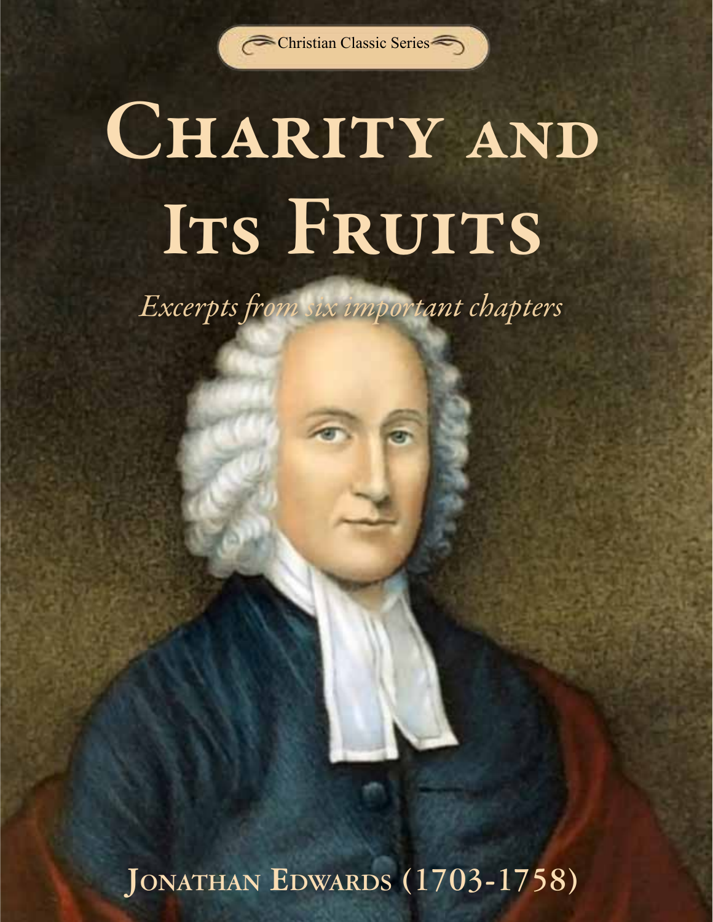Christian Classic Series

# Charity and Its Fruits

*Excerpts from six important chapters*

**Jonathan Edwards (1703-1758)**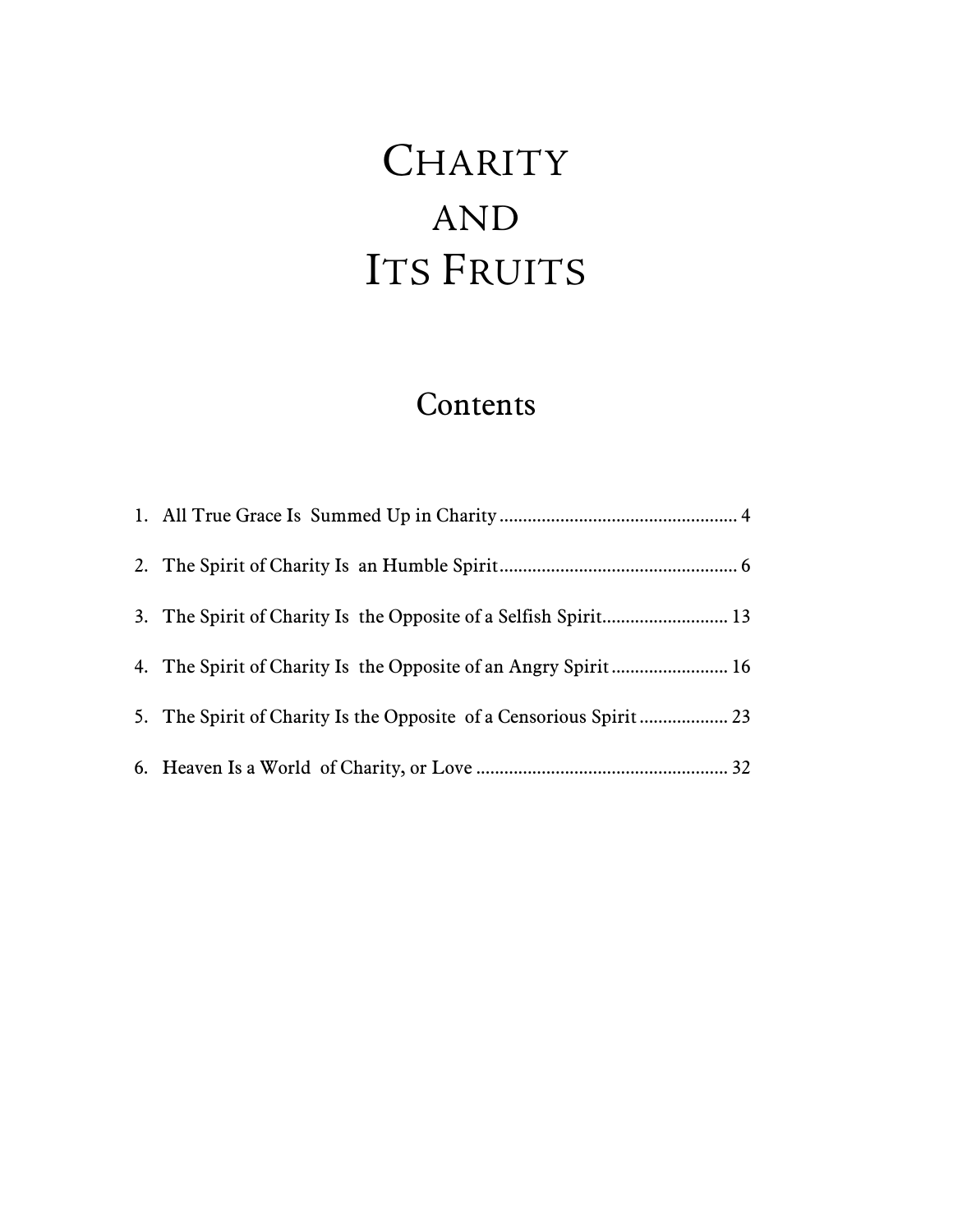# Charity and Its Fruits

## Contents

1. All True Grace Is Summed Up in Charity .................................................. 4
2. The Spirit of Charity Is an Humble Spirit .................................................. 6
3. The Spirit of Charity Is the Opposite of a Selfish Spirit........................... 13
4. The Spirit of Charity Is the Opposite of an Angry Spirit ......................... 16
5. The Spirit of Charity Is the Opposite of a Censorious Spirit ................... 23
6. Heaven Is a World of Charity, or Love ..................................................... 32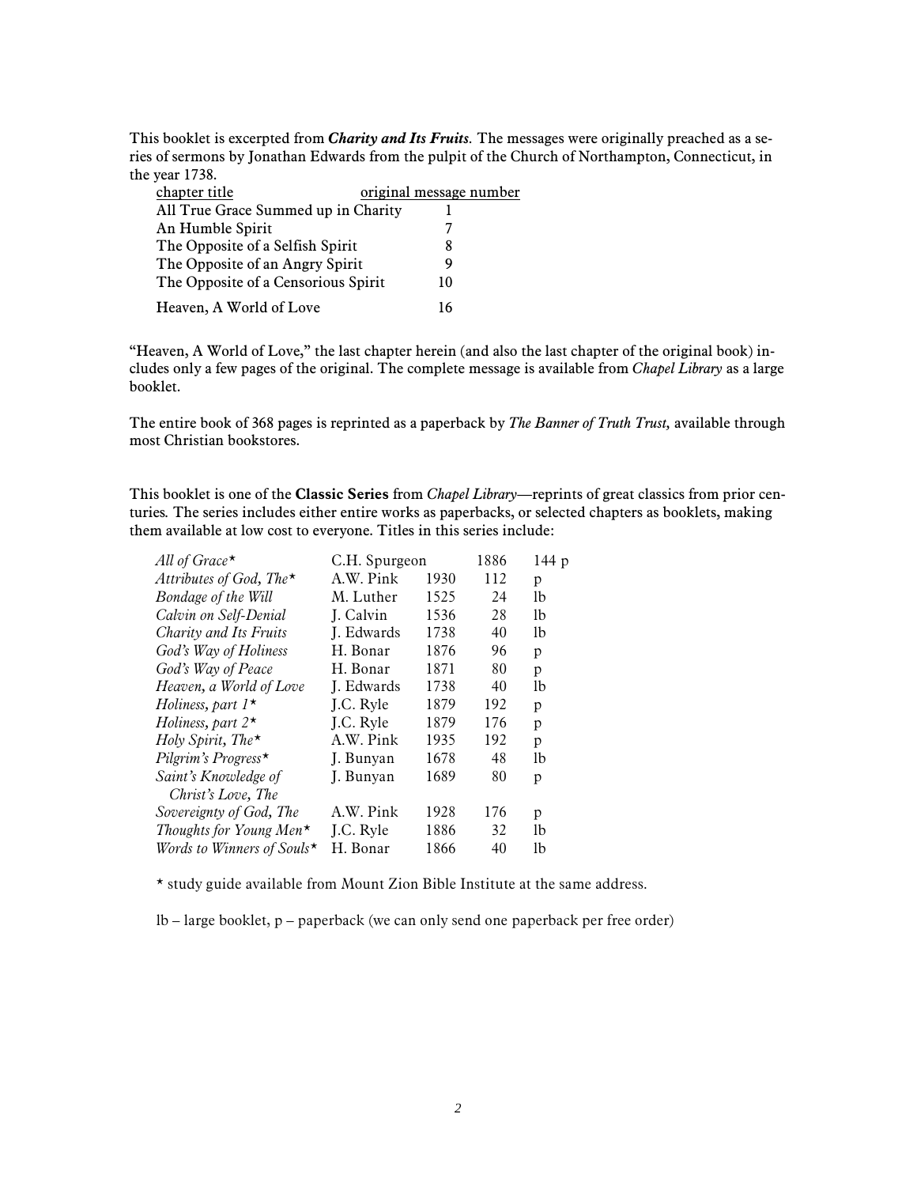This booklet is excerpted from ***Charity and Its Fruits***. The messages were originally preached as a series of sermons by Jonathan Edwards from the pulpit of the Church of Northampton, Connecticut, in the year 1738.

| chapter title | original message number |
|---|---|
| All True Grace Summed up in Charity | 1 |
| An Humble Spirit | 7 |
| The Opposite of a Selfish Spirit | 8 |
| The Opposite of an Angry Spirit | 9 |
| The Opposite of a Censorious Spirit | 10 |
| Heaven, A World of Love | 16 |

"Heaven, A World of Love," the last chapter herein (and also the last chapter of the original book) includes only a few pages of the original. The complete message is available from *Chapel Library* as a large booklet.

The entire book of 368 pages is reprinted as a paperback by *The Banner of Truth Trust,* available through most Christian bookstores.

This booklet is one of the **Classic Series** from *Chapel Library*—reprints of great classics from prior centuries. The series includes either entire works as paperbacks, or selected chapters as booklets, making them available at low cost to everyone. Titles in this series include:

| | | | | |
|---|---|---|---|---|
| *All of Grace*⋆ | C.H. Spurgeon | | 1886 | 144 p |
| *Attributes of God, The*⋆ | A.W. Pink | 1930 | 112 | p |
| *Bondage of the Will* | M. Luther | 1525 | 24 | lb |
| *Calvin on Self-Denial* | J. Calvin | 1536 | 28 | lb |
| *Charity and Its Fruits* | J. Edwards | 1738 | 40 | lb |
| *God's Way of Holiness* | H. Bonar | 1876 | 96 | p |
| *God's Way of Peace* | H. Bonar | 1871 | 80 | p |
| *Heaven, a World of Love* | J. Edwards | 1738 | 40 | lb |
| *Holiness, part 1*⋆ | J.C. Ryle | 1879 | 192 | p |
| *Holiness, part 2*⋆ | J.C. Ryle | 1879 | 176 | p |
| *Holy Spirit, The*⋆ | A.W. Pink | 1935 | 192 | p |
| *Pilgrim's Progress*⋆ | J. Bunyan | 1678 | 48 | lb |
| *Saint's Knowledge of Christ's Love, The* | J. Bunyan | 1689 | 80 | p |
| *Sovereignty of God, The* | A.W. Pink | 1928 | 176 | p |
| *Thoughts for Young Men*⋆ | J.C. Ryle | 1886 | 32 | lb |
| *Words to Winners of Souls*⋆ | H. Bonar | 1866 | 40 | lb |

⋆ study guide available from Mount Zion Bible Institute at the same address.

lb – large booklet, p – paperback (we can only send one paperback per free order)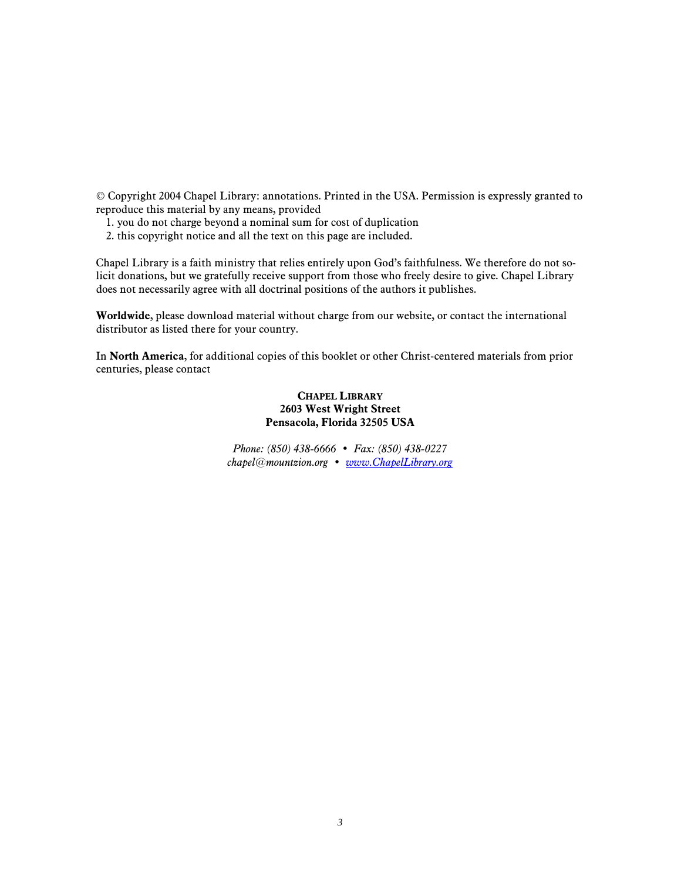© Copyright 2004 Chapel Library: annotations. Printed in the USA. Permission is expressly granted to reproduce this material by any means, provided

1. you do not charge beyond a nominal sum for cost of duplication
2. this copyright notice and all the text on this page are included.

Chapel Library is a faith ministry that relies entirely upon God's faithfulness. We therefore do not solicit donations, but we gratefully receive support from those who freely desire to give. Chapel Library does not necessarily agree with all doctrinal positions of the authors it publishes.

**Worldwide**, please download material without charge from our website, or contact the international distributor as listed there for your country.

In **North America**, for additional copies of this booklet or other Christ-centered materials from prior centuries, please contact

**CHAPEL LIBRARY**
**2603 West Wright Street**
**Pensacola, Florida 32505 USA**

*Phone: (850) 438-6666 • Fax: (850) 438-0227*
*chapel@mountzion.org • www.ChapelLibrary.org*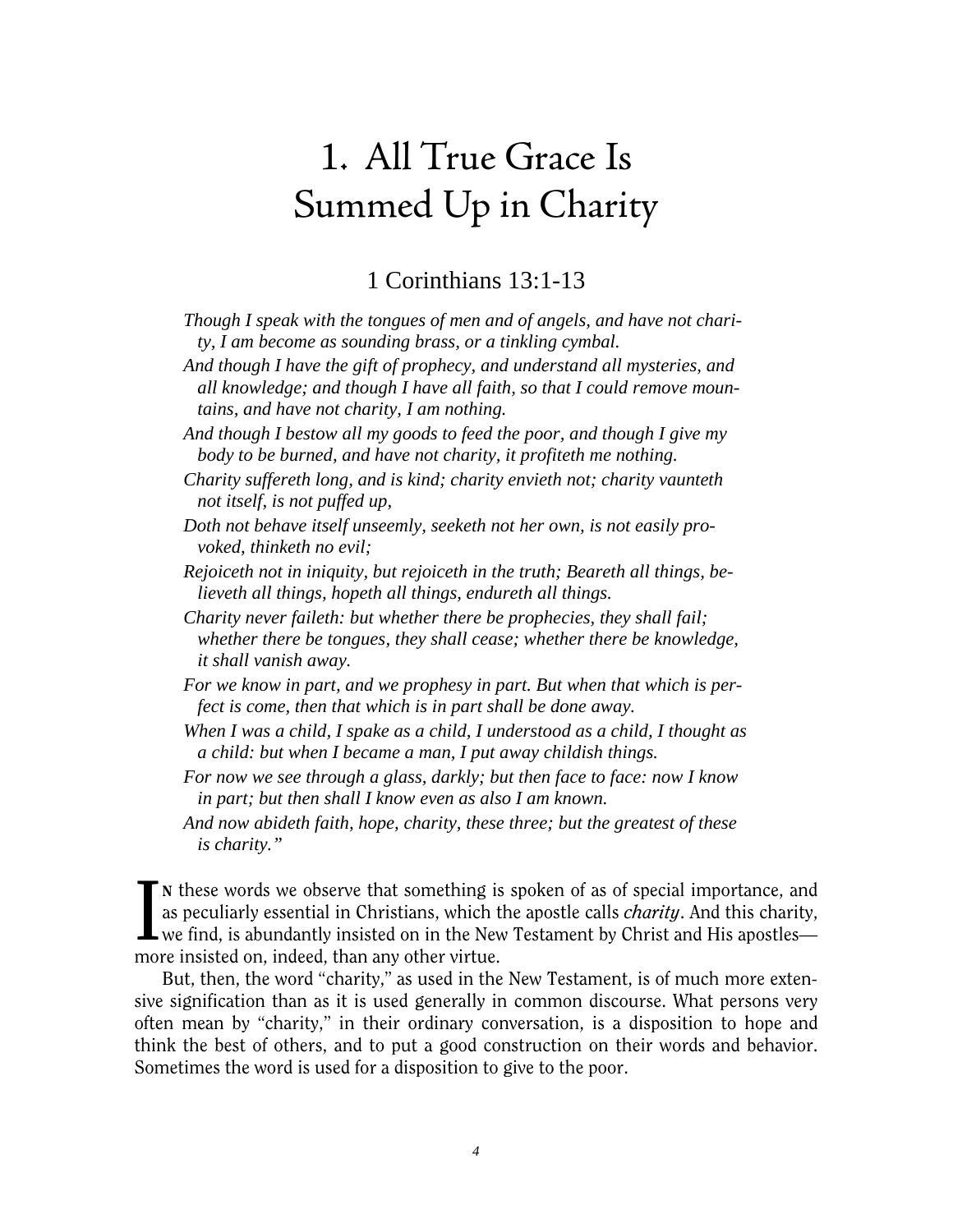# 1. All True Grace Is Summed Up in Charity

## 1 Corinthians 13:1-13

*Though I speak with the tongues of men and of angels, and have not charity, I am become as sounding brass, or a tinkling cymbal.*

*And though I have the gift of prophecy, and understand all mysteries, and all knowledge; and though I have all faith, so that I could remove mountains, and have not charity, I am nothing.*

*And though I bestow all my goods to feed the poor, and though I give my body to be burned, and have not charity, it profiteth me nothing.*

*Charity suffereth long, and is kind; charity envieth not; charity vaunteth not itself, is not puffed up,*

*Doth not behave itself unseemly, seeketh not her own, is not easily provoked, thinketh no evil;*

*Rejoiceth not in iniquity, but rejoiceth in the truth; Beareth all things, believeth all things, hopeth all things, endureth all things.*

*Charity never faileth: but whether there be prophecies, they shall fail; whether there be tongues, they shall cease; whether there be knowledge, it shall vanish away.*

*For we know in part, and we prophesy in part. But when that which is perfect is come, then that which is in part shall be done away.*

*When I was a child, I spake as a child, I understood as a child, I thought as a child: but when I became a man, I put away childish things.*

*For now we see through a glass, darkly; but then face to face: now I know in part; but then shall I know even as also I am known.*

*And now abideth faith, hope, charity, these three; but the greatest of these is charity."*

In these words we observe that something is spoken of as of special importance, and as peculiarly essential in Christians, which the apostle calls *charity*. And this charity, we find, is abundantly insisted on in the New Testament by Christ and His apostles—more insisted on, indeed, than any other virtue.

But, then, the word "charity," as used in the New Testament, is of much more extensive signification than as it is used generally in common discourse. What persons very often mean by "charity," in their ordinary conversation, is a disposition to hope and think the best of others, and to put a good construction on their words and behavior. Sometimes the word is used for a disposition to give to the poor.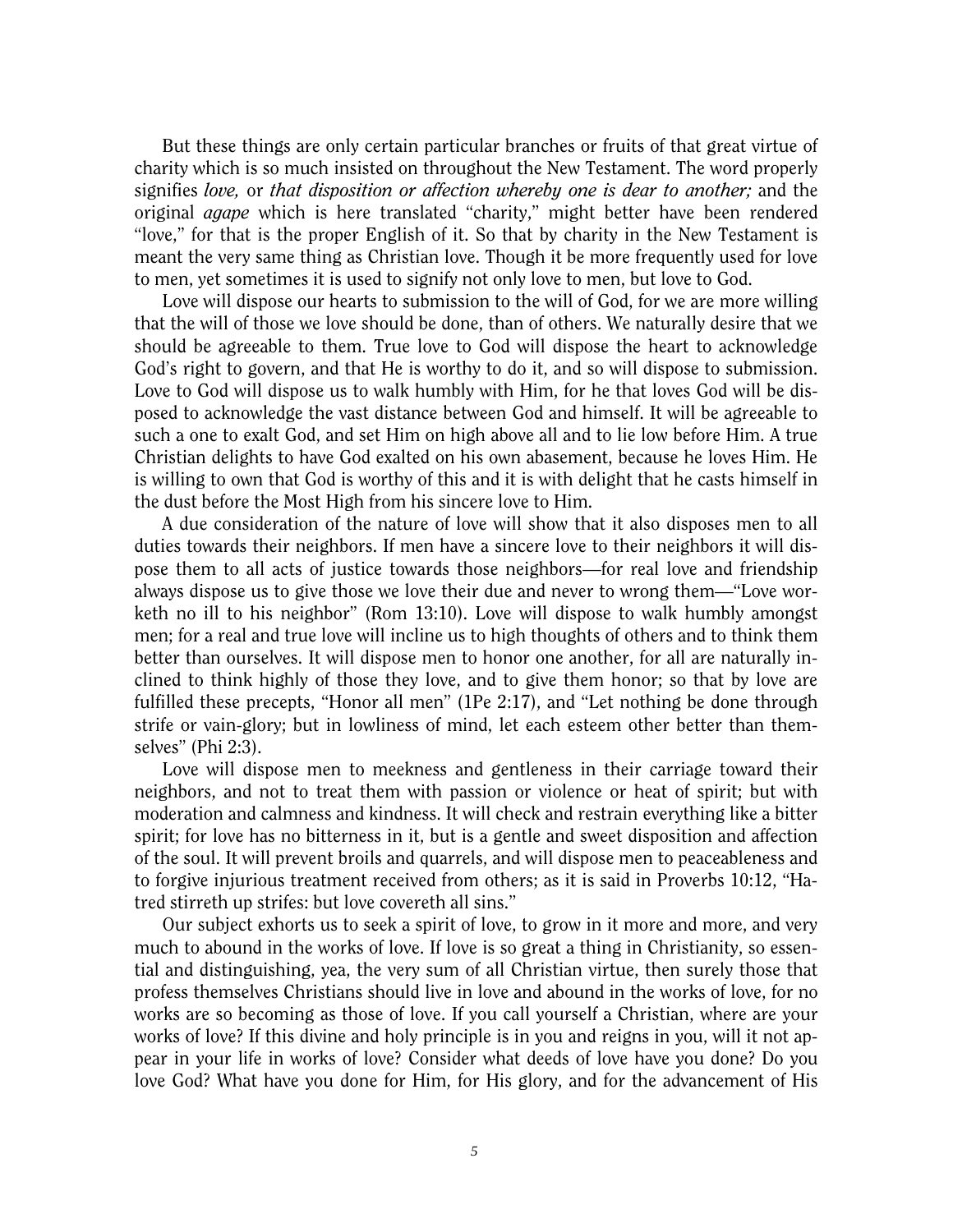But these things are only certain particular branches or fruits of that great virtue of charity which is so much insisted on throughout the New Testament. The word properly signifies *love,* or *that disposition or affection whereby one is dear to another;* and the original *agape* which is here translated "charity," might better have been rendered "love," for that is the proper English of it. So that by charity in the New Testament is meant the very same thing as Christian love. Though it be more frequently used for love to men, yet sometimes it is used to signify not only love to men, but love to God.

Love will dispose our hearts to submission to the will of God, for we are more willing that the will of those we love should be done, than of others. We naturally desire that we should be agreeable to them. True love to God will dispose the heart to acknowledge God's right to govern, and that He is worthy to do it, and so will dispose to submission. Love to God will dispose us to walk humbly with Him, for he that loves God will be disposed to acknowledge the vast distance between God and himself. It will be agreeable to such a one to exalt God, and set Him on high above all and to lie low before Him. A true Christian delights to have God exalted on his own abasement, because he loves Him. He is willing to own that God is worthy of this and it is with delight that he casts himself in the dust before the Most High from his sincere love to Him.

A due consideration of the nature of love will show that it also disposes men to all duties towards their neighbors. If men have a sincere love to their neighbors it will dispose them to all acts of justice towards those neighbors—for real love and friendship always dispose us to give those we love their due and never to wrong them—"Love worketh no ill to his neighbor" (Rom 13:10). Love will dispose to walk humbly amongst men; for a real and true love will incline us to high thoughts of others and to think them better than ourselves. It will dispose men to honor one another, for all are naturally inclined to think highly of those they love, and to give them honor; so that by love are fulfilled these precepts, "Honor all men" (1Pe 2:17), and "Let nothing be done through strife or vain-glory; but in lowliness of mind, let each esteem other better than themselves" (Phi 2:3).

Love will dispose men to meekness and gentleness in their carriage toward their neighbors, and not to treat them with passion or violence or heat of spirit; but with moderation and calmness and kindness. It will check and restrain everything like a bitter spirit; for love has no bitterness in it, but is a gentle and sweet disposition and affection of the soul. It will prevent broils and quarrels, and will dispose men to peaceableness and to forgive injurious treatment received from others; as it is said in Proverbs 10:12, "Hatred stirreth up strifes: but love covereth all sins."

Our subject exhorts us to seek a spirit of love, to grow in it more and more, and very much to abound in the works of love. If love is so great a thing in Christianity, so essential and distinguishing, yea, the very sum of all Christian virtue, then surely those that profess themselves Christians should live in love and abound in the works of love, for no works are so becoming as those of love. If you call yourself a Christian, where are your works of love? If this divine and holy principle is in you and reigns in you, will it not appear in your life in works of love? Consider what deeds of love have you done? Do you love God? What have you done for Him, for His glory, and for the advancement of His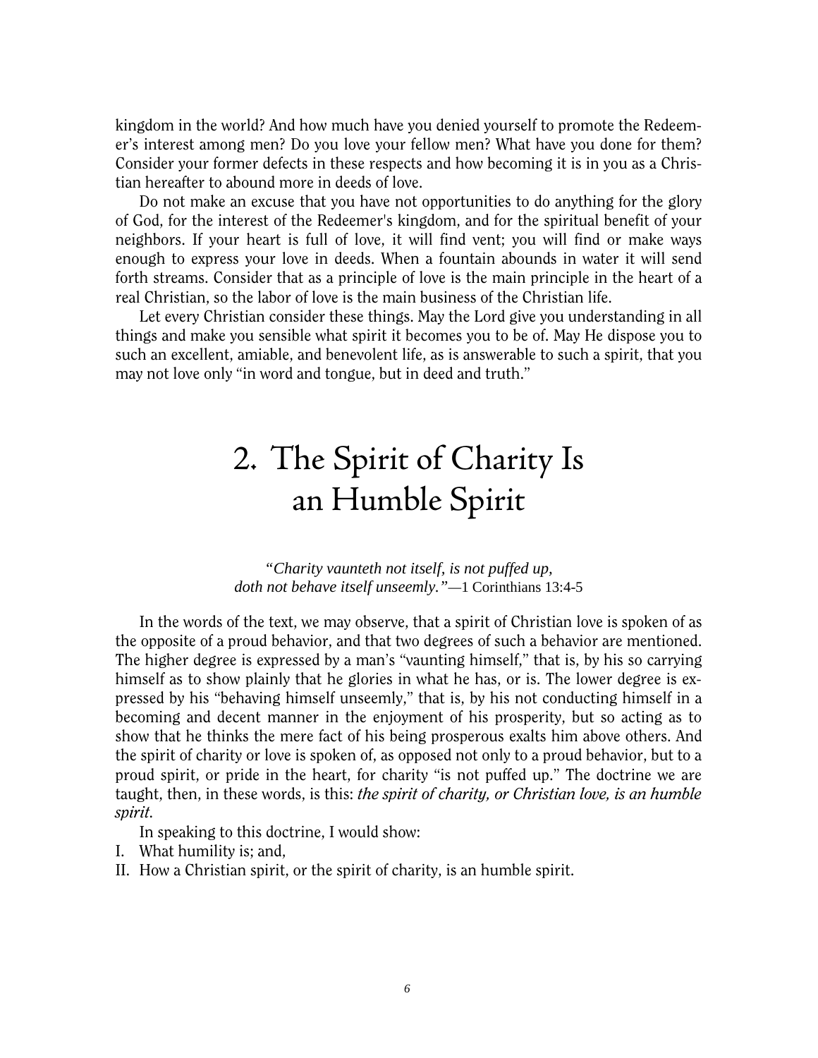kingdom in the world? And how much have you denied yourself to promote the Redeemer's interest among men? Do you love your fellow men? What have you done for them? Consider your former defects in these respects and how becoming it is in you as a Christian hereafter to abound more in deeds of love.

Do not make an excuse that you have not opportunities to do anything for the glory of God, for the interest of the Redeemer's kingdom, and for the spiritual benefit of your neighbors. If your heart is full of love, it will find vent; you will find or make ways enough to express your love in deeds. When a fountain abounds in water it will send forth streams. Consider that as a principle of love is the main principle in the heart of a real Christian, so the labor of love is the main business of the Christian life.

Let every Christian consider these things. May the Lord give you understanding in all things and make you sensible what spirit it becomes you to be of. May He dispose you to such an excellent, amiable, and benevolent life, as is answerable to such a spirit, that you may not love only "in word and tongue, but in deed and truth."

# 2. The Spirit of Charity Is an Humble Spirit

*"Charity vaunteth not itself, is not puffed up, doth not behave itself unseemly."*—1 Corinthians 13:4-5

In the words of the text, we may observe, that a spirit of Christian love is spoken of as the opposite of a proud behavior, and that two degrees of such a behavior are mentioned. The higher degree is expressed by a man's "vaunting himself," that is, by his so carrying himself as to show plainly that he glories in what he has, or is. The lower degree is expressed by his "behaving himself unseemly," that is, by his not conducting himself in a becoming and decent manner in the enjoyment of his prosperity, but so acting as to show that he thinks the mere fact of his being prosperous exalts him above others. And the spirit of charity or love is spoken of, as opposed not only to a proud behavior, but to a proud spirit, or pride in the heart, for charity "is not puffed up." The doctrine we are taught, then, in these words, is this: *the spirit of charity, or Christian love, is an humble spirit.*

In speaking to this doctrine, I would show:

I. What humility is; and,

II. How a Christian spirit, or the spirit of charity, is an humble spirit.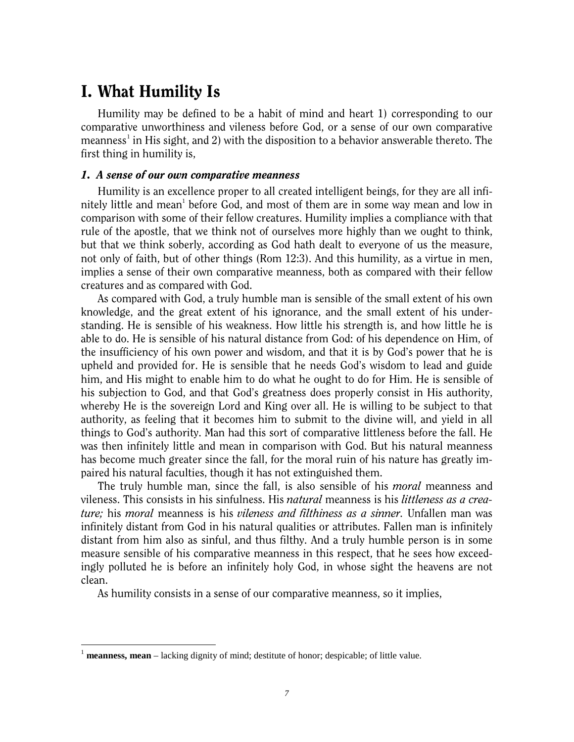# I. What Humility Is

Humility may be defined to be a habit of mind and heart 1) corresponding to our comparative unworthiness and vileness before God, or a sense of our own comparative meanness[1] in His sight, and 2) with the disposition to a behavior answerable thereto. The first thing in humility is,

### *1. A sense of our own comparative meanness*

Humility is an excellence proper to all created intelligent beings, for they are all infinitely little and mean[1] before God, and most of them are in some way mean and low in comparison with some of their fellow creatures. Humility implies a compliance with that rule of the apostle, that we think not of ourselves more highly than we ought to think, but that we think soberly, according as God hath dealt to everyone of us the measure, not only of faith, but of other things (Rom 12:3). And this humility, as a virtue in men, implies a sense of their own comparative meanness, both as compared with their fellow creatures and as compared with God.

As compared with God, a truly humble man is sensible of the small extent of his own knowledge, and the great extent of his ignorance, and the small extent of his understanding. He is sensible of his weakness. How little his strength is, and how little he is able to do. He is sensible of his natural distance from God: of his dependence on Him, of the insufficiency of his own power and wisdom, and that it is by God's power that he is upheld and provided for. He is sensible that he needs God's wisdom to lead and guide him, and His might to enable him to do what he ought to do for Him. He is sensible of his subjection to God, and that God's greatness does properly consist in His authority, whereby He is the sovereign Lord and King over all. He is willing to be subject to that authority, as feeling that it becomes him to submit to the divine will, and yield in all things to God's authority. Man had this sort of comparative littleness before the fall. He was then infinitely little and mean in comparison with God. But his natural meanness has become much greater since the fall, for the moral ruin of his nature has greatly impaired his natural faculties, though it has not extinguished them.

The truly humble man, since the fall, is also sensible of his *moral* meanness and vileness. This consists in his sinfulness. His *natural* meanness is his *littleness as a creature;* his *moral* meanness is his *vileness and filthiness as a sinner*. Unfallen man was infinitely distant from God in his natural qualities or attributes. Fallen man is infinitely distant from him also as sinful, and thus filthy. And a truly humble person is in some measure sensible of his comparative meanness in this respect, that he sees how exceedingly polluted he is before an infinitely holy God, in whose sight the heavens are not clean.

As humility consists in a sense of our comparative meanness, so it implies,

---

[1] **meanness, mean** – lacking dignity of mind; destitute of honor; despicable; of little value.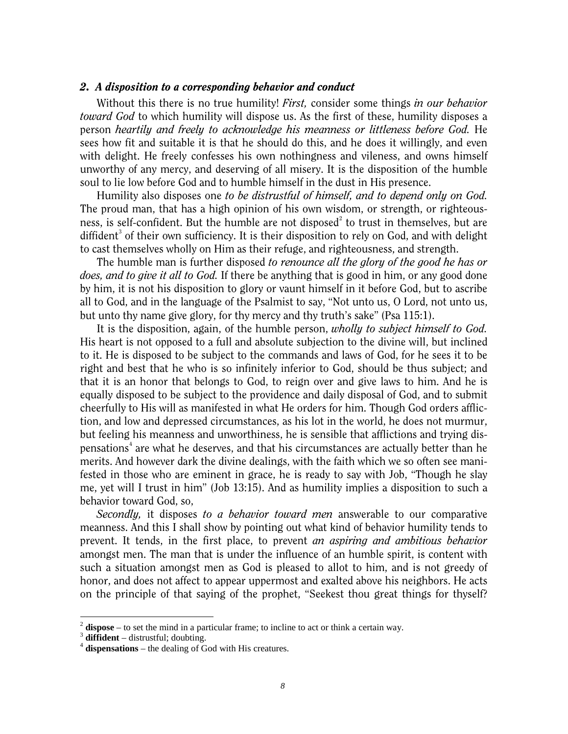### *2. A disposition to a corresponding behavior and conduct*

Without this there is no true humility! *First,* consider some things *in our behavior toward God* to which humility will dispose us. As the first of these, humility disposes a person *heartily and freely to acknowledge his meanness or littleness before God.* He sees how fit and suitable it is that he should do this, and he does it willingly, and even with delight. He freely confesses his own nothingness and vileness, and owns himself unworthy of any mercy, and deserving of all misery. It is the disposition of the humble soul to lie low before God and to humble himself in the dust in His presence.

Humility also disposes one *to be distrustful of himself, and to depend only on God.* The proud man, that has a high opinion of his own wisdom, or strength, or righteousness, is self-confident. But the humble are not disposed[2] to trust in themselves, but are diffident[3] of their own sufficiency. It is their disposition to rely on God, and with delight to cast themselves wholly on Him as their refuge, and righteousness, and strength.

The humble man is further disposed *to renounce all the glory of the good he has or does, and to give it all to God.* If there be anything that is good in him, or any good done by him, it is not his disposition to glory or vaunt himself in it before God, but to ascribe all to God, and in the language of the Psalmist to say, "Not unto us, O Lord, not unto us, but unto thy name give glory, for thy mercy and thy truth's sake" (Psa 115:1).

It is the disposition, again, of the humble person, *wholly to subject himself to God.* His heart is not opposed to a full and absolute subjection to the divine will, but inclined to it. He is disposed to be subject to the commands and laws of God, for he sees it to be right and best that he who is so infinitely inferior to God, should be thus subject; and that it is an honor that belongs to God, to reign over and give laws to him. And he is equally disposed to be subject to the providence and daily disposal of God, and to submit cheerfully to His will as manifested in what He orders for him. Though God orders affliction, and low and depressed circumstances, as his lot in the world, he does not murmur, but feeling his meanness and unworthiness, he is sensible that afflictions and trying dispensations[4] are what he deserves, and that his circumstances are actually better than he merits. And however dark the divine dealings, with the faith which we so often see manifested in those who are eminent in grace, he is ready to say with Job, "Though he slay me, yet will I trust in him" (Job 13:15). And as humility implies a disposition to such a behavior toward God, so,

*Secondly,* it disposes *to a behavior toward men* answerable to our comparative meanness. And this I shall show by pointing out what kind of behavior humility tends to prevent. It tends, in the first place, to prevent *an aspiring and ambitious behavior* amongst men. The man that is under the influence of an humble spirit, is content with such a situation amongst men as God is pleased to allot to him, and is not greedy of honor, and does not affect to appear uppermost and exalted above his neighbors. He acts on the principle of that saying of the prophet, "Seekest thou great things for thyself?

---

[2] **dispose** – to set the mind in a particular frame; to incline to act or think a certain way.

[3] **diffident** – distrustful; doubting.

[4] **dispensations** – the dealing of God with His creatures.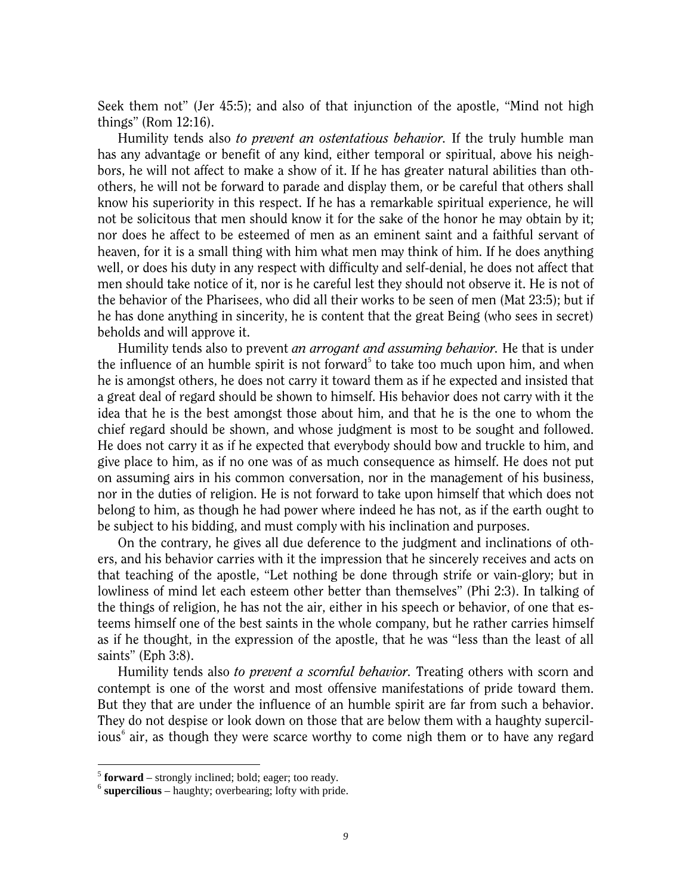Seek them not" (Jer 45:5); and also of that injunction of the apostle, "Mind not high things" (Rom 12:16).

Humility tends also *to prevent an ostentatious behavior.* If the truly humble man has any advantage or benefit of any kind, either temporal or spiritual, above his neighbors, he will not affect to make a show of it. If he has greater natural abilities than others, he will not be forward to parade and display them, or be careful that others shall know his superiority in this respect. If he has a remarkable spiritual experience, he will not be solicitous that men should know it for the sake of the honor he may obtain by it; nor does he affect to be esteemed of men as an eminent saint and a faithful servant of heaven, for it is a small thing with him what men may think of him. If he does anything well, or does his duty in any respect with difficulty and self-denial, he does not affect that men should take notice of it, nor is he careful lest they should not observe it. He is not of the behavior of the Pharisees, who did all their works to be seen of men (Mat 23:5); but if he has done anything in sincerity, he is content that the great Being (who sees in secret) beholds and will approve it.

Humility tends also to prevent *an arrogant and assuming behavior.* He that is under the influence of an humble spirit is not forward[5] to take too much upon him, and when he is amongst others, he does not carry it toward them as if he expected and insisted that a great deal of regard should be shown to himself. His behavior does not carry with it the idea that he is the best amongst those about him, and that he is the one to whom the chief regard should be shown, and whose judgment is most to be sought and followed. He does not carry it as if he expected that everybody should bow and truckle to him, and give place to him, as if no one was of as much consequence as himself. He does not put on assuming airs in his common conversation, nor in the management of his business, nor in the duties of religion. He is not forward to take upon himself that which does not belong to him, as though he had power where indeed he has not, as if the earth ought to be subject to his bidding, and must comply with his inclination and purposes.

On the contrary, he gives all due deference to the judgment and inclinations of others, and his behavior carries with it the impression that he sincerely receives and acts on that teaching of the apostle, "Let nothing be done through strife or vain-glory; but in lowliness of mind let each esteem other better than themselves" (Phi 2:3). In talking of the things of religion, he has not the air, either in his speech or behavior, of one that esteems himself one of the best saints in the whole company, but he rather carries himself as if he thought, in the expression of the apostle, that he was "less than the least of all saints" (Eph 3:8).

Humility tends also *to prevent a scornful behavior.* Treating others with scorn and contempt is one of the worst and most offensive manifestations of pride toward them. But they that are under the influence of an humble spirit are far from such a behavior. They do not despise or look down on those that are below them with a haughty supercilious[6] air, as though they were scarce worthy to come nigh them or to have any regard

[5] **forward** – strongly inclined; bold; eager; too ready.

[6] **supercilious** – haughty; overbearing; lofty with pride.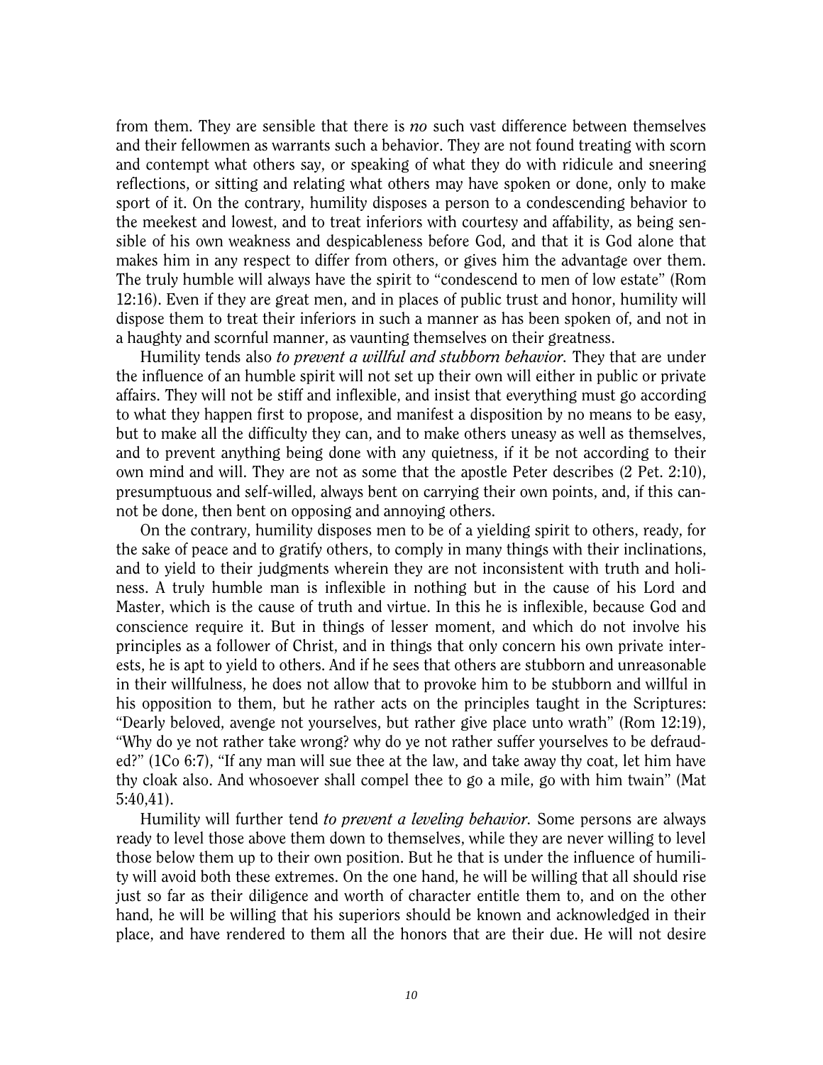from them. They are sensible that there is *no* such vast difference between themselves and their fellowmen as warrants such a behavior. They are not found treating with scorn and contempt what others say, or speaking of what they do with ridicule and sneering reflections, or sitting and relating what others may have spoken or done, only to make sport of it. On the contrary, humility disposes a person to a condescending behavior to the meekest and lowest, and to treat inferiors with courtesy and affability, as being sensible of his own weakness and despicableness before God, and that it is God alone that makes him in any respect to differ from others, or gives him the advantage over them. The truly humble will always have the spirit to "condescend to men of low estate" (Rom 12:16). Even if they are great men, and in places of public trust and honor, humility will dispose them to treat their inferiors in such a manner as has been spoken of, and not in a haughty and scornful manner, as vaunting themselves on their greatness.

Humility tends also *to prevent a willful and stubborn behavior.* They that are under the influence of an humble spirit will not set up their own will either in public or private affairs. They will not be stiff and inflexible, and insist that everything must go according to what they happen first to propose, and manifest a disposition by no means to be easy, but to make all the difficulty they can, and to make others uneasy as well as themselves, and to prevent anything being done with any quietness, if it be not according to their own mind and will. They are not as some that the apostle Peter describes (2 Pet. 2:10), presumptuous and self-willed, always bent on carrying their own points, and, if this cannot be done, then bent on opposing and annoying others.

On the contrary, humility disposes men to be of a yielding spirit to others, ready, for the sake of peace and to gratify others, to comply in many things with their inclinations, and to yield to their judgments wherein they are not inconsistent with truth and holiness. A truly humble man is inflexible in nothing but in the cause of his Lord and Master, which is the cause of truth and virtue. In this he is inflexible, because God and conscience require it. But in things of lesser moment, and which do not involve his principles as a follower of Christ, and in things that only concern his own private interests, he is apt to yield to others. And if he sees that others are stubborn and unreasonable in their willfulness, he does not allow that to provoke him to be stubborn and willful in his opposition to them, but he rather acts on the principles taught in the Scriptures: "Dearly beloved, avenge not yourselves, but rather give place unto wrath" (Rom 12:19), "Why do ye not rather take wrong? why do ye not rather suffer yourselves to be defrauded?" (1Co 6:7), "If any man will sue thee at the law, and take away thy coat, let him have thy cloak also. And whosoever shall compel thee to go a mile, go with him twain" (Mat 5:40,41).

Humility will further tend *to prevent a leveling behavior.* Some persons are always ready to level those above them down to themselves, while they are never willing to level those below them up to their own position. But he that is under the influence of humility will avoid both these extremes. On the one hand, he will be willing that all should rise just so far as their diligence and worth of character entitle them to, and on the other hand, he will be willing that his superiors should be known and acknowledged in their place, and have rendered to them all the honors that are their due. He will not desire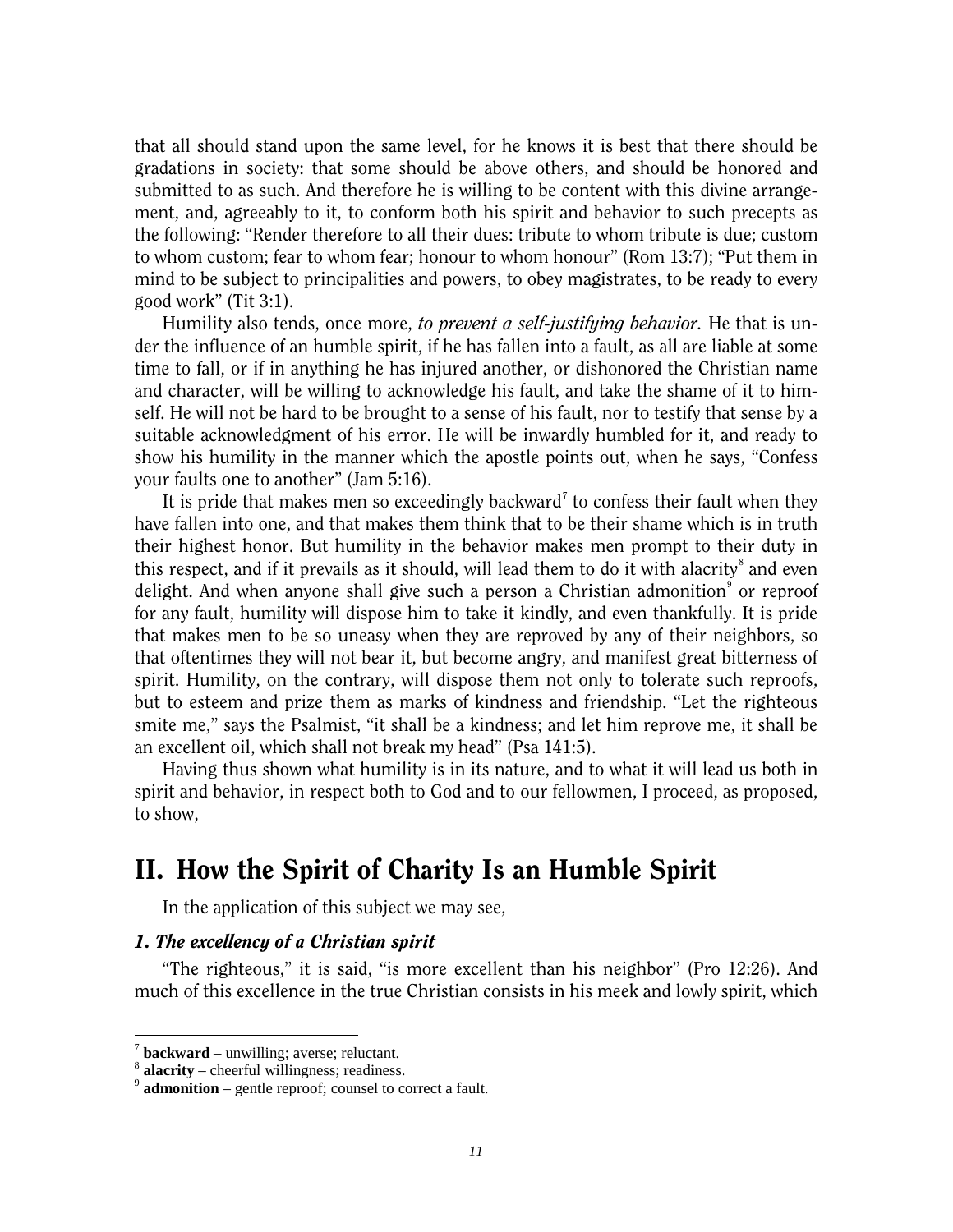that all should stand upon the same level, for he knows it is best that there should be gradations in society: that some should be above others, and should be honored and submitted to as such. And therefore he is willing to be content with this divine arrangement, and, agreeably to it, to conform both his spirit and behavior to such precepts as the following: "Render therefore to all their dues: tribute to whom tribute is due; custom to whom custom; fear to whom fear; honour to whom honour" (Rom 13:7); "Put them in mind to be subject to principalities and powers, to obey magistrates, to be ready to every good work" (Tit 3:1).

Humility also tends, once more, *to prevent a self-justifying behavior*. He that is under the influence of an humble spirit, if he has fallen into a fault, as all are liable at some time to fall, or if in anything he has injured another, or dishonored the Christian name and character, will be willing to acknowledge his fault, and take the shame of it to himself. He will not be hard to be brought to a sense of his fault, nor to testify that sense by a suitable acknowledgment of his error. He will be inwardly humbled for it, and ready to show his humility in the manner which the apostle points out, when he says, "Confess your faults one to another" (Jam 5:16).

It is pride that makes men so exceedingly backward[7] to confess their fault when they have fallen into one, and that makes them think that to be their shame which is in truth their highest honor. But humility in the behavior makes men prompt to their duty in this respect, and if it prevails as it should, will lead them to do it with alacrity[8] and even delight. And when anyone shall give such a person a Christian admonition[9] or reproof for any fault, humility will dispose him to take it kindly, and even thankfully. It is pride that makes men to be so uneasy when they are reproved by any of their neighbors, so that oftentimes they will not bear it, but become angry, and manifest great bitterness of spirit. Humility, on the contrary, will dispose them not only to tolerate such reproofs, but to esteem and prize them as marks of kindness and friendship. "Let the righteous smite me," says the Psalmist, "it shall be a kindness; and let him reprove me, it shall be an excellent oil, which shall not break my head" (Psa 141:5).

Having thus shown what humility is in its nature, and to what it will lead us both in spirit and behavior, in respect both to God and to our fellowmen, I proceed, as proposed, to show,

## II. How the Spirit of Charity Is an Humble Spirit

In the application of this subject we may see,

### *1. The excellency of a Christian spirit*

"The righteous," it is said, "is more excellent than his neighbor" (Pro 12:26). And much of this excellence in the true Christian consists in his meek and lowly spirit, which

---

[7] **backward** – unwilling; averse; reluctant.

[8] **alacrity** – cheerful willingness; readiness.

[9] **admonition** – gentle reproof; counsel to correct a fault.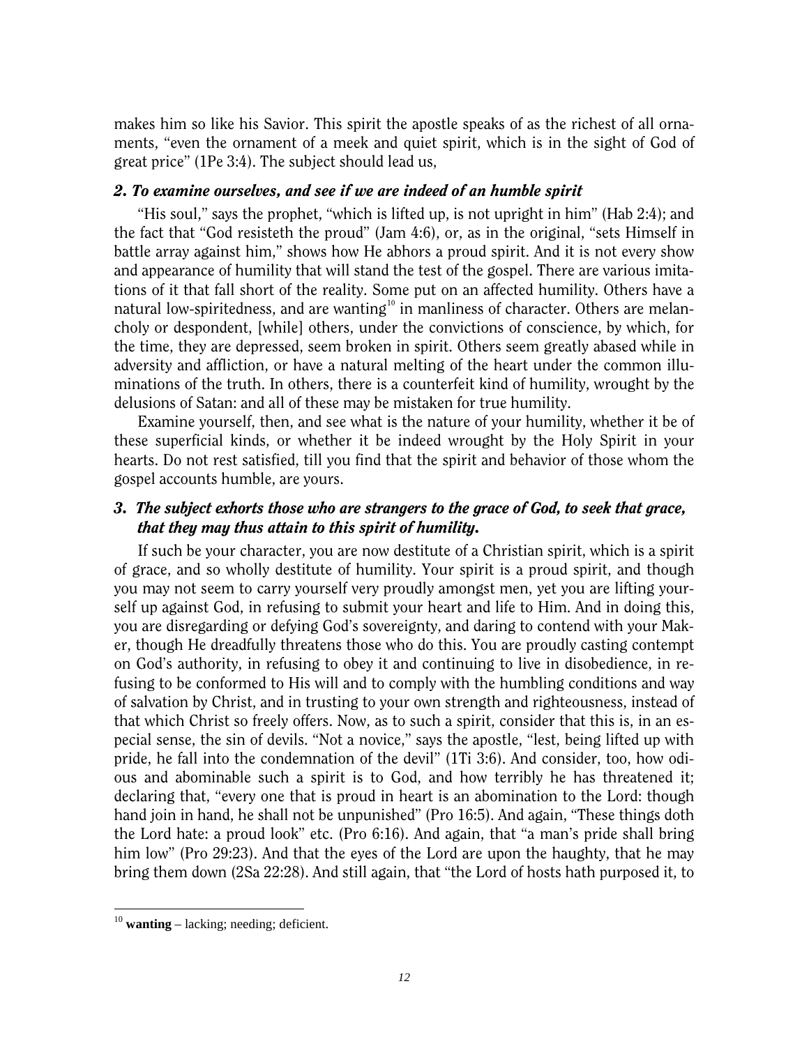makes him so like his Savior. This spirit the apostle speaks of as the richest of all ornaments, "even the ornament of a meek and quiet spirit, which is in the sight of God of great price" (1Pe 3:4). The subject should lead us,

### *2. To examine ourselves, and see if we are indeed of an humble spirit*

"His soul," says the prophet, "which is lifted up, is not upright in him" (Hab 2:4); and the fact that "God resisteth the proud" (Jam 4:6), or, as in the original, "sets Himself in battle array against him," shows how He abhors a proud spirit. And it is not every show and appearance of humility that will stand the test of the gospel. There are various imitations of it that fall short of the reality. Some put on an affected humility. Others have a natural low-spiritedness, and are wanting[10] in manliness of character. Others are melancholy or despondent, [while] others, under the convictions of conscience, by which, for the time, they are depressed, seem broken in spirit. Others seem greatly abased while in adversity and affliction, or have a natural melting of the heart under the common illuminations of the truth. In others, there is a counterfeit kind of humility, wrought by the delusions of Satan: and all of these may be mistaken for true humility.

Examine yourself, then, and see what is the nature of your humility, whether it be of these superficial kinds, or whether it be indeed wrought by the Holy Spirit in your hearts. Do not rest satisfied, till you find that the spirit and behavior of those whom the gospel accounts humble, are yours.

### *3. The subject exhorts those who are strangers to the grace of God, to seek that grace, that they may thus attain to this spirit of humility.*

If such be your character, you are now destitute of a Christian spirit, which is a spirit of grace, and so wholly destitute of humility. Your spirit is a proud spirit, and though you may not seem to carry yourself very proudly amongst men, yet you are lifting yourself up against God, in refusing to submit your heart and life to Him. And in doing this, you are disregarding or defying God's sovereignty, and daring to contend with your Maker, though He dreadfully threatens those who do this. You are proudly casting contempt on God's authority, in refusing to obey it and continuing to live in disobedience, in refusing to be conformed to His will and to comply with the humbling conditions and way of salvation by Christ, and in trusting to your own strength and righteousness, instead of that which Christ so freely offers. Now, as to such a spirit, consider that this is, in an especial sense, the sin of devils. "Not a novice," says the apostle, "lest, being lifted up with pride, he fall into the condemnation of the devil" (1Ti 3:6). And consider, too, how odious and abominable such a spirit is to God, and how terribly he has threatened it; declaring that, "every one that is proud in heart is an abomination to the Lord: though hand join in hand, he shall not be unpunished" (Pro 16:5). And again, "These things doth the Lord hate: a proud look" etc. (Pro 6:16). And again, that "a man's pride shall bring him low" (Pro 29:23). And that the eyes of the Lord are upon the haughty, that he may bring them down (2Sa 22:28). And still again, that "the Lord of hosts hath purposed it, to

---

[10] **wanting** – lacking; needing; deficient.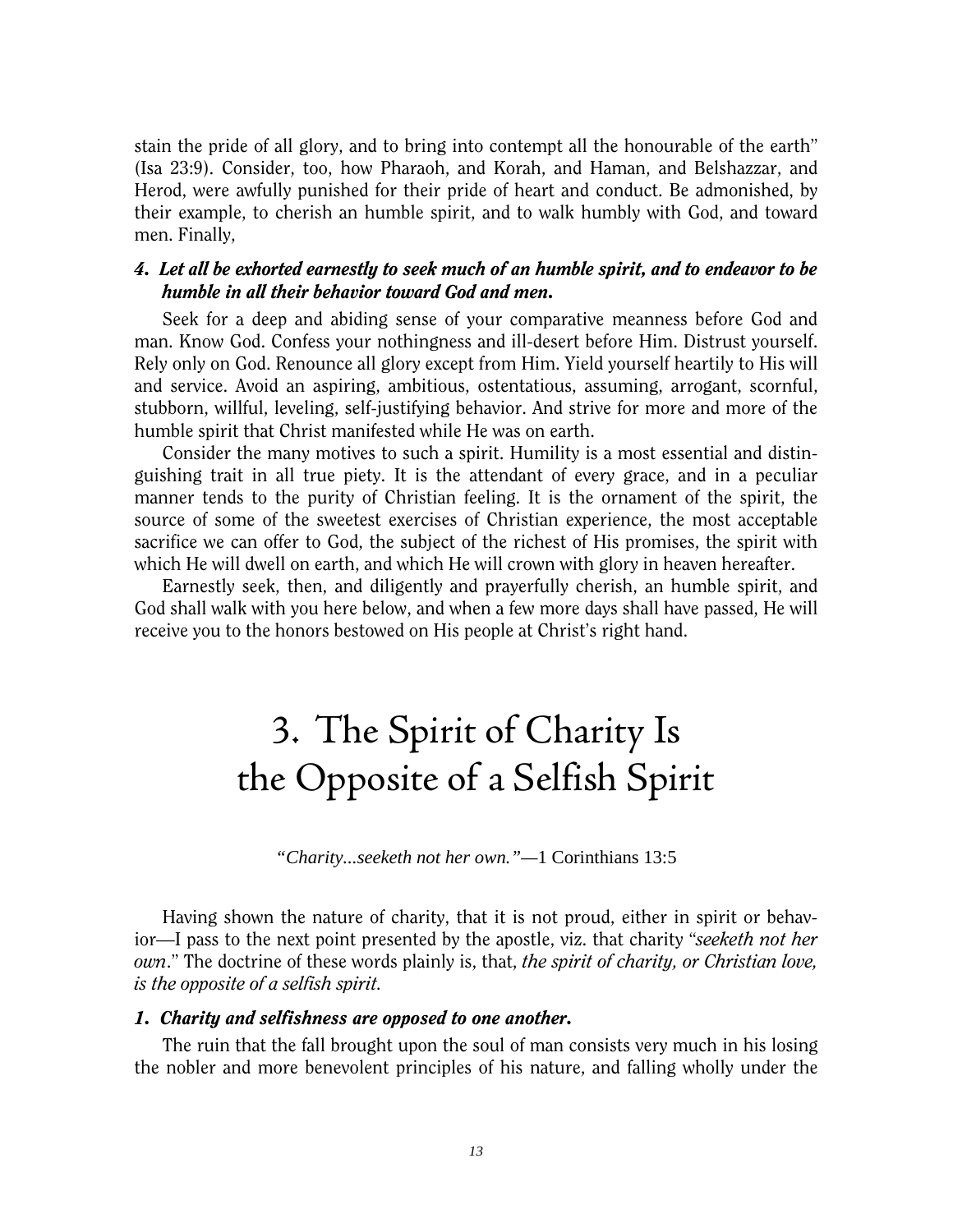stain the pride of all glory, and to bring into contempt all the honourable of the earth" (Isa 23:9). Consider, too, how Pharaoh, and Korah, and Haman, and Belshazzar, and Herod, were awfully punished for their pride of heart and conduct. Be admonished, by their example, to cherish an humble spirit, and to walk humbly with God, and toward men. Finally,

### *4. Let all be exhorted earnestly to seek much of an humble spirit, and to endeavor to be humble in all their behavior toward God and men.*

Seek for a deep and abiding sense of your comparative meanness before God and man. Know God. Confess your nothingness and ill-desert before Him. Distrust yourself. Rely only on God. Renounce all glory except from Him. Yield yourself heartily to His will and service. Avoid an aspiring, ambitious, ostentatious, assuming, arrogant, scornful, stubborn, willful, leveling, self-justifying behavior. And strive for more and more of the humble spirit that Christ manifested while He was on earth.

Consider the many motives to such a spirit. Humility is a most essential and distinguishing trait in all true piety. It is the attendant of every grace, and in a peculiar manner tends to the purity of Christian feeling. It is the ornament of the spirit, the source of some of the sweetest exercises of Christian experience, the most acceptable sacrifice we can offer to God, the subject of the richest of His promises, the spirit with which He will dwell on earth, and which He will crown with glory in heaven hereafter.

Earnestly seek, then, and diligently and prayerfully cherish, an humble spirit, and God shall walk with you here below, and when a few more days shall have passed, He will receive you to the honors bestowed on His people at Christ's right hand.

# 3. The Spirit of Charity Is the Opposite of a Selfish Spirit

*"Charity...seeketh not her own."*—1 Corinthians 13:5

Having shown the nature of charity, that it is not proud, either in spirit or behavior—I pass to the next point presented by the apostle, viz. that charity "*seeketh not her own*." The doctrine of these words plainly is, that, *the spirit of charity, or Christian love, is the opposite of a selfish spirit.*

### *1. Charity and selfishness are opposed to one another.*

The ruin that the fall brought upon the soul of man consists very much in his losing the nobler and more benevolent principles of his nature, and falling wholly under the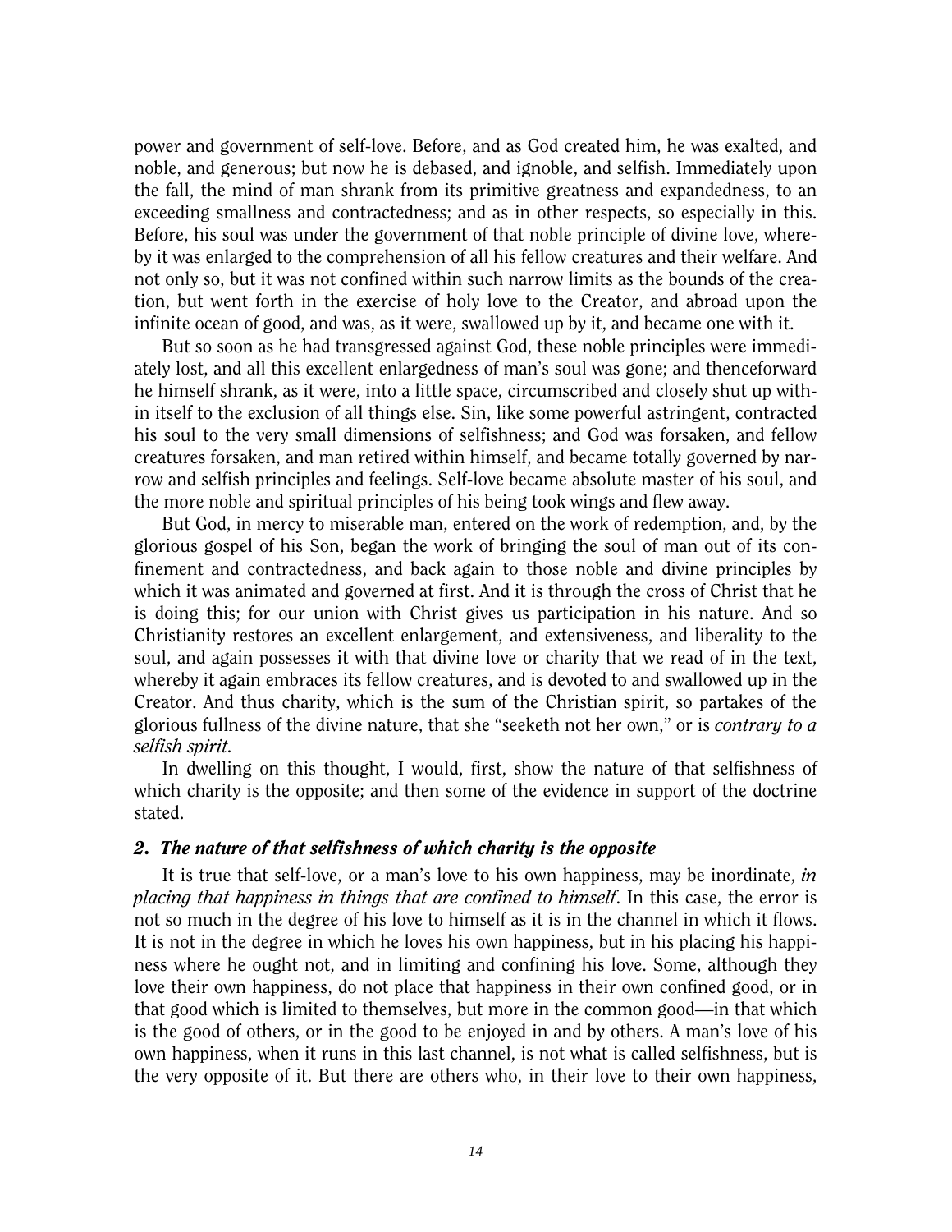power and government of self-love. Before, and as God created him, he was exalted, and noble, and generous; but now he is debased, and ignoble, and selfish. Immediately upon the fall, the mind of man shrank from its primitive greatness and expandedness, to an exceeding smallness and contractedness; and as in other respects, so especially in this. Before, his soul was under the government of that noble principle of divine love, whereby it was enlarged to the comprehension of all his fellow creatures and their welfare. And not only so, but it was not confined within such narrow limits as the bounds of the creation, but went forth in the exercise of holy love to the Creator, and abroad upon the infinite ocean of good, and was, as it were, swallowed up by it, and became one with it.

But so soon as he had transgressed against God, these noble principles were immediately lost, and all this excellent enlargedness of man's soul was gone; and thenceforward he himself shrank, as it were, into a little space, circumscribed and closely shut up within itself to the exclusion of all things else. Sin, like some powerful astringent, contracted his soul to the very small dimensions of selfishness; and God was forsaken, and fellow creatures forsaken, and man retired within himself, and became totally governed by narrow and selfish principles and feelings. Self-love became absolute master of his soul, and the more noble and spiritual principles of his being took wings and flew away.

But God, in mercy to miserable man, entered on the work of redemption, and, by the glorious gospel of his Son, began the work of bringing the soul of man out of its confinement and contractedness, and back again to those noble and divine principles by which it was animated and governed at first. And it is through the cross of Christ that he is doing this; for our union with Christ gives us participation in his nature. And so Christianity restores an excellent enlargement, and extensiveness, and liberality to the soul, and again possesses it with that divine love or charity that we read of in the text, whereby it again embraces its fellow creatures, and is devoted to and swallowed up in the Creator. And thus charity, which is the sum of the Christian spirit, so partakes of the glorious fullness of the divine nature, that she "seeketh not her own," or is *contrary to a selfish spirit*.

In dwelling on this thought, I would, first, show the nature of that selfishness of which charity is the opposite; and then some of the evidence in support of the doctrine stated.

### *2. The nature of that selfishness of which charity is the opposite*

It is true that self-love, or a man's love to his own happiness, may be inordinate, *in placing that happiness in things that are confined to himself*. In this case, the error is not so much in the degree of his love to himself as it is in the channel in which it flows. It is not in the degree in which he loves his own happiness, but in his placing his happiness where he ought not, and in limiting and confining his love. Some, although they love their own happiness, do not place that happiness in their own confined good, or in that good which is limited to themselves, but more in the common good—in that which is the good of others, or in the good to be enjoyed in and by others. A man's love of his own happiness, when it runs in this last channel, is not what is called selfishness, but is the very opposite of it. But there are others who, in their love to their own happiness,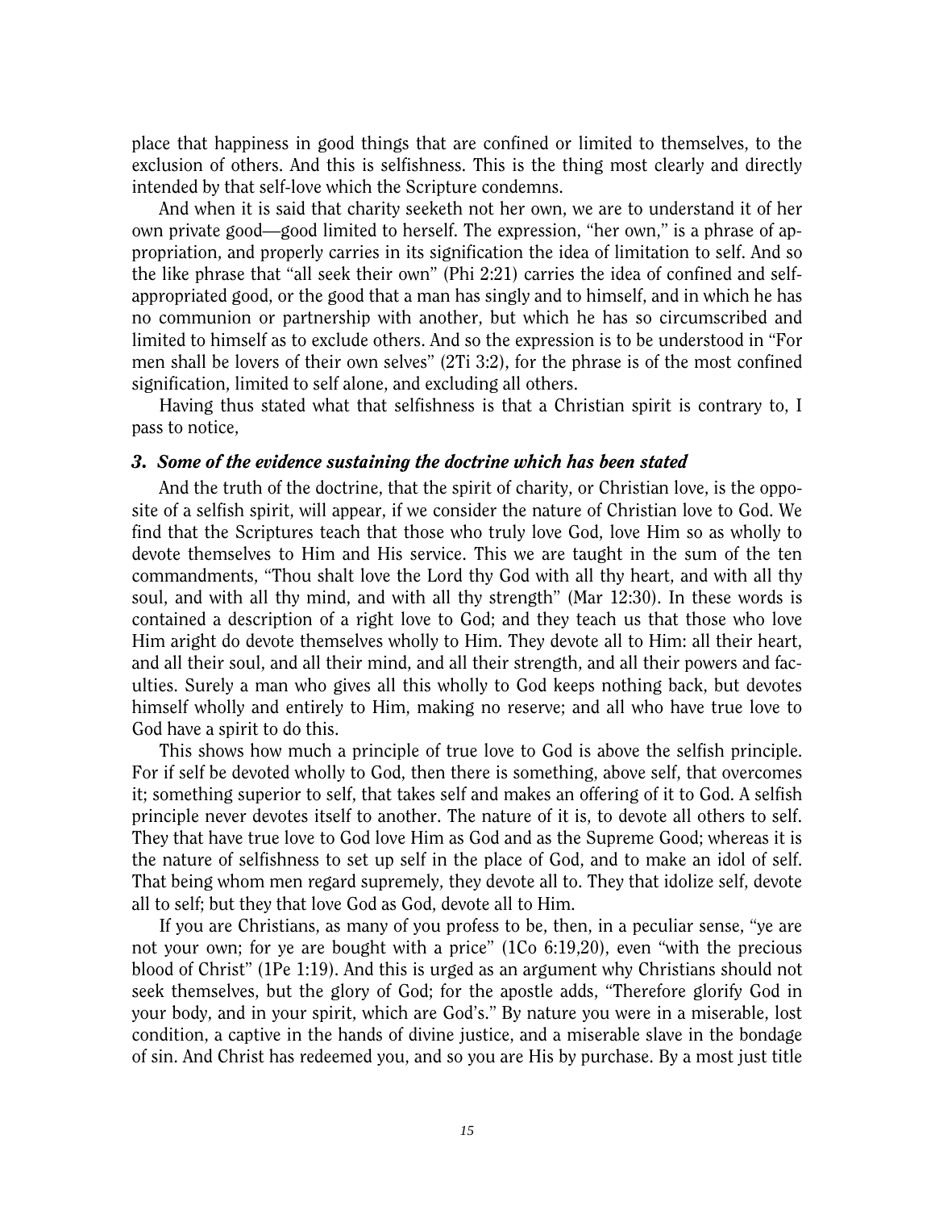place that happiness in good things that are confined or limited to themselves, to the exclusion of others. And this is selfishness. This is the thing most clearly and directly intended by that self-love which the Scripture condemns.

And when it is said that charity seeketh not her own, we are to understand it of her own private good—good limited to herself. The expression, "her own," is a phrase of appropriation, and properly carries in its signification the idea of limitation to self. And so the like phrase that "all seek their own" (Phi 2:21) carries the idea of confined and self-appropriated good, or the good that a man has singly and to himself, and in which he has no communion or partnership with another, but which he has so circumscribed and limited to himself as to exclude others. And so the expression is to be understood in "For men shall be lovers of their own selves" (2Ti 3:2), for the phrase is of the most confined signification, limited to self alone, and excluding all others.

Having thus stated what that selfishness is that a Christian spirit is contrary to, I pass to notice,

### *3. Some of the evidence sustaining the doctrine which has been stated*

And the truth of the doctrine, that the spirit of charity, or Christian love, is the opposite of a selfish spirit, will appear, if we consider the nature of Christian love to God. We find that the Scriptures teach that those who truly love God, love Him so as wholly to devote themselves to Him and His service. This we are taught in the sum of the ten commandments, "Thou shalt love the Lord thy God with all thy heart, and with all thy soul, and with all thy mind, and with all thy strength" (Mar 12:30). In these words is contained a description of a right love to God; and they teach us that those who love Him aright do devote themselves wholly to Him. They devote all to Him: all their heart, and all their soul, and all their mind, and all their strength, and all their powers and faculties. Surely a man who gives all this wholly to God keeps nothing back, but devotes himself wholly and entirely to Him, making no reserve; and all who have true love to God have a spirit to do this.

This shows how much a principle of true love to God is above the selfish principle. For if self be devoted wholly to God, then there is something, above self, that overcomes it; something superior to self, that takes self and makes an offering of it to God. A selfish principle never devotes itself to another. The nature of it is, to devote all others to self. They that have true love to God love Him as God and as the Supreme Good; whereas it is the nature of selfishness to set up self in the place of God, and to make an idol of self. That being whom men regard supremely, they devote all to. They that idolize self, devote all to self; but they that love God as God, devote all to Him.

If you are Christians, as many of you profess to be, then, in a peculiar sense, "ye are not your own; for ye are bought with a price" (1Co 6:19,20), even "with the precious blood of Christ" (1Pe 1:19). And this is urged as an argument why Christians should not seek themselves, but the glory of God; for the apostle adds, "Therefore glorify God in your body, and in your spirit, which are God's." By nature you were in a miserable, lost condition, a captive in the hands of divine justice, and a miserable slave in the bondage of sin. And Christ has redeemed you, and so you are His by purchase. By a most just title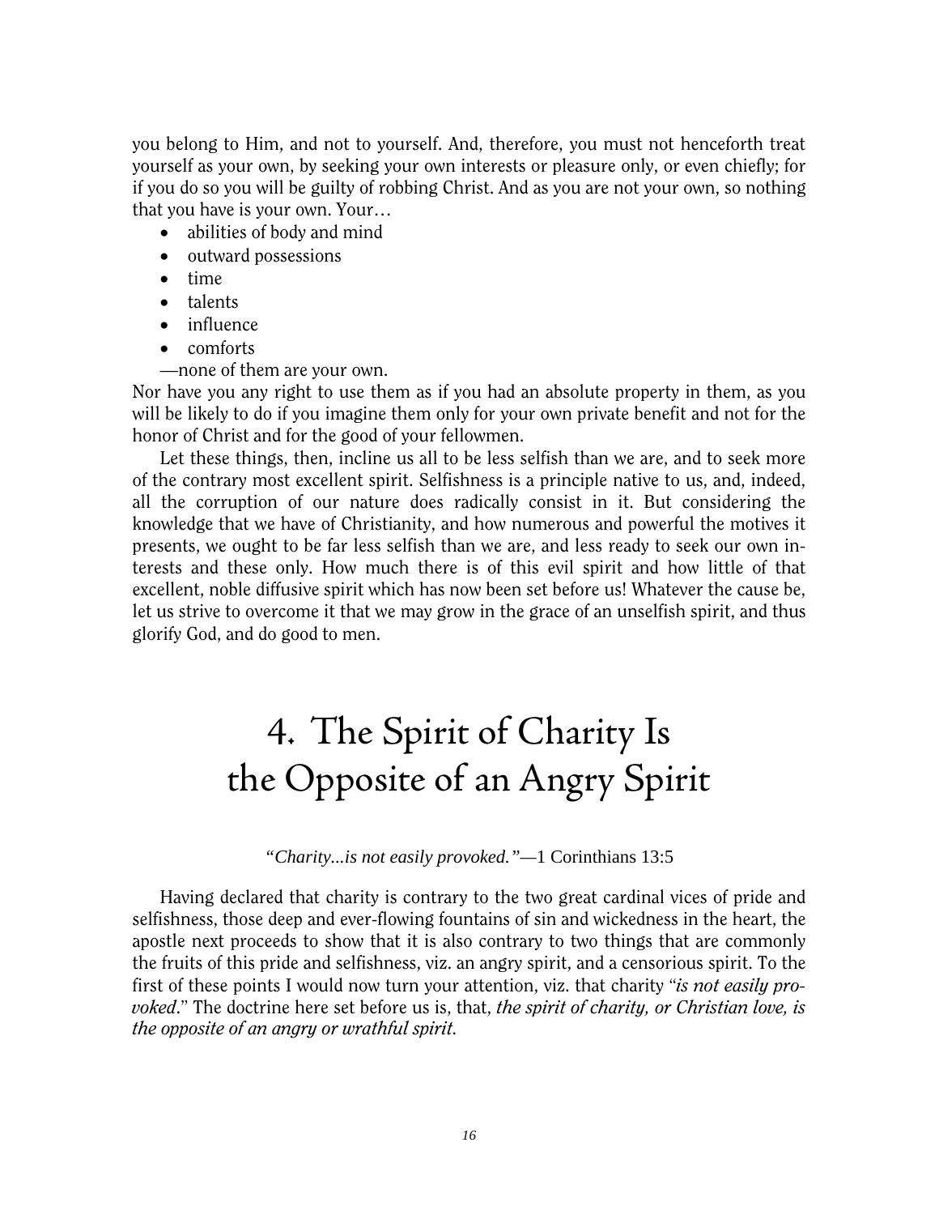you belong to Him, and not to yourself. And, therefore, you must not henceforth treat yourself as your own, by seeking your own interests or pleasure only, or even chiefly; for if you do so you will be guilty of robbing Christ. And as you are not your own, so nothing that you have is your own. Your…

- abilities of body and mind
- outward possessions
- time
- talents
- influence
- comforts

—none of them are your own.

Nor have you any right to use them as if you had an absolute property in them, as you will be likely to do if you imagine them only for your own private benefit and not for the honor of Christ and for the good of your fellowmen.

Let these things, then, incline us all to be less selfish than we are, and to seek more of the contrary most excellent spirit. Selfishness is a principle native to us, and, indeed, all the corruption of our nature does radically consist in it. But considering the knowledge that we have of Christianity, and how numerous and powerful the motives it presents, we ought to be far less selfish than we are, and less ready to seek our own interests and these only. How much there is of this evil spirit and how little of that excellent, noble diffusive spirit which has now been set before us! Whatever the cause be, let us strive to overcome it that we may grow in the grace of an unselfish spirit, and thus glorify God, and do good to men.

# 4. The Spirit of Charity Is the Opposite of an Angry Spirit

*"Charity...is not easily provoked."*—1 Corinthians 13:5

Having declared that charity is contrary to the two great cardinal vices of pride and selfishness, those deep and ever-flowing fountains of sin and wickedness in the heart, the apostle next proceeds to show that it is also contrary to two things that are commonly the fruits of this pride and selfishness, viz. an angry spirit, and a censorious spirit. To the first of these points I would now turn your attention, viz. that charity "*is not easily provoked*." The doctrine here set before us is, that, *the spirit of charity, or Christian love, is the opposite of an angry or wrathful spirit.*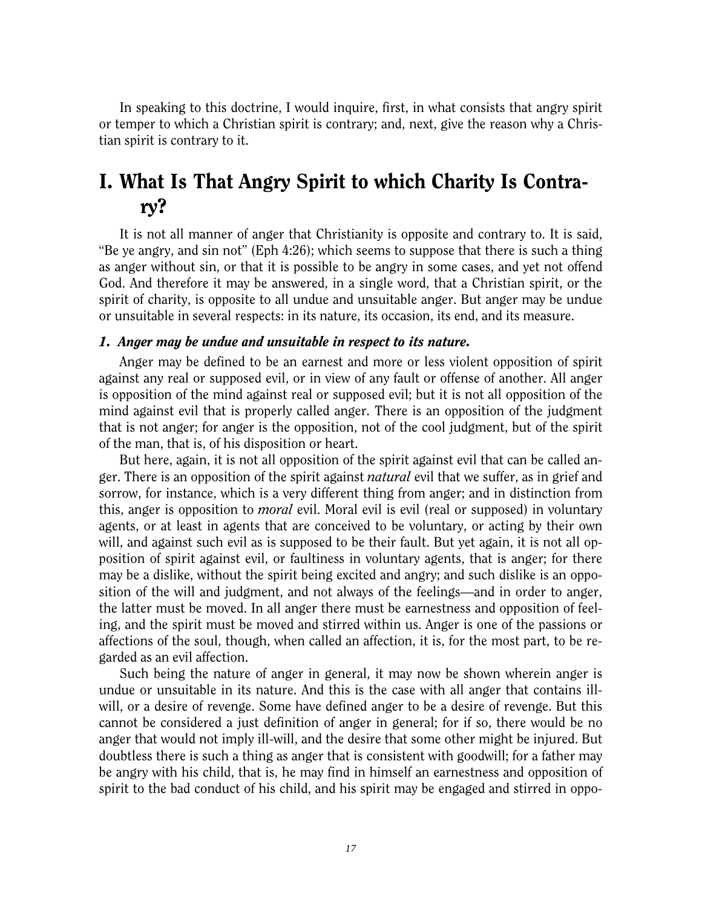In speaking to this doctrine, I would inquire, first, in what consists that angry spirit or temper to which a Christian spirit is contrary; and, next, give the reason why a Christian spirit is contrary to it.

# I. What Is That Angry Spirit to which Charity Is Contrary?

It is not all manner of anger that Christianity is opposite and contrary to. It is said, "Be ye angry, and sin not" (Eph 4:26); which seems to suppose that there is such a thing as anger without sin, or that it is possible to be angry in some cases, and yet not offend God. And therefore it may be answered, in a single word, that a Christian spirit, or the spirit of charity, is opposite to all undue and unsuitable anger. But anger may be undue or unsuitable in several respects: in its nature, its occasion, its end, and its measure.

### *1. Anger may be undue and unsuitable in respect to its nature.*

Anger may be defined to be an earnest and more or less violent opposition of spirit against any real or supposed evil, or in view of any fault or offense of another. All anger is opposition of the mind against real or supposed evil; but it is not all opposition of the mind against evil that is properly called anger. There is an opposition of the judgment that is not anger; for anger is the opposition, not of the cool judgment, but of the spirit of the man, that is, of his disposition or heart.

But here, again, it is not all opposition of the spirit against evil that can be called anger. There is an opposition of the spirit against *natural* evil that we suffer, as in grief and sorrow, for instance, which is a very different thing from anger; and in distinction from this, anger is opposition to *moral* evil. Moral evil is evil (real or supposed) in voluntary agents, or at least in agents that are conceived to be voluntary, or acting by their own will, and against such evil as is supposed to be their fault. But yet again, it is not all opposition of spirit against evil, or faultiness in voluntary agents, that is anger; for there may be a dislike, without the spirit being excited and angry; and such dislike is an opposition of the will and judgment, and not always of the feelings—and in order to anger, the latter must be moved. In all anger there must be earnestness and opposition of feeling, and the spirit must be moved and stirred within us. Anger is one of the passions or affections of the soul, though, when called an affection, it is, for the most part, to be regarded as an evil affection.

Such being the nature of anger in general, it may now be shown wherein anger is undue or unsuitable in its nature. And this is the case with all anger that contains ill-will, or a desire of revenge. Some have defined anger to be a desire of revenge. But this cannot be considered a just definition of anger in general; for if so, there would be no anger that would not imply ill-will, and the desire that some other might be injured. But doubtless there is such a thing as anger that is consistent with goodwill; for a father may be angry with his child, that is, he may find in himself an earnestness and opposition of spirit to the bad conduct of his child, and his spirit may be engaged and stirred in oppo-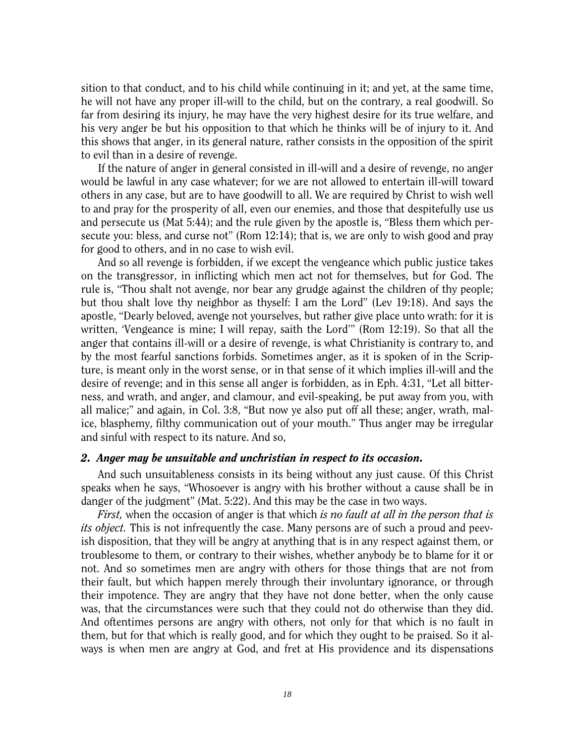sition to that conduct, and to his child while continuing in it; and yet, at the same time, he will not have any proper ill-will to the child, but on the contrary, a real goodwill. So far from desiring its injury, he may have the very highest desire for its true welfare, and his very anger be but his opposition to that which he thinks will be of injury to it. And this shows that anger, in its general nature, rather consists in the opposition of the spirit to evil than in a desire of revenge.

If the nature of anger in general consisted in ill-will and a desire of revenge, no anger would be lawful in any case whatever; for we are not allowed to entertain ill-will toward others in any case, but are to have goodwill to all. We are required by Christ to wish well to and pray for the prosperity of all, even our enemies, and those that despitefully use us and persecute us (Mat 5:44); and the rule given by the apostle is, "Bless them which persecute you: bless, and curse not" (Rom 12:14); that is, we are only to wish good and pray for good to others, and in no case to wish evil.

And so all revenge is forbidden, if we except the vengeance which public justice takes on the transgressor, in inflicting which men act not for themselves, but for God. The rule is, "Thou shalt not avenge, nor bear any grudge against the children of thy people; but thou shalt love thy neighbor as thyself: I am the Lord" (Lev 19:18). And says the apostle, "Dearly beloved, avenge not yourselves, but rather give place unto wrath: for it is written, 'Vengeance is mine; I will repay, saith the Lord'" (Rom 12:19). So that all the anger that contains ill-will or a desire of revenge, is what Christianity is contrary to, and by the most fearful sanctions forbids. Sometimes anger, as it is spoken of in the Scripture, is meant only in the worst sense, or in that sense of it which implies ill-will and the desire of revenge; and in this sense all anger is forbidden, as in Eph. 4:31, "Let all bitterness, and wrath, and anger, and clamour, and evil-speaking, be put away from you, with all malice;" and again, in Col. 3:8, "But now ye also put off all these; anger, wrath, malice, blasphemy, filthy communication out of your mouth." Thus anger may be irregular and sinful with respect to its nature. And so,

### *2. Anger may be unsuitable and unchristian in respect to its occasion.*

And such unsuitableness consists in its being without any just cause. Of this Christ speaks when he says, "Whosoever is angry with his brother without a cause shall be in danger of the judgment" (Mat. 5:22). And this may be the case in two ways.

*First,* when the occasion of anger is that which *is no fault at all in the person that is its object.* This is not infrequently the case. Many persons are of such a proud and peevish disposition, that they will be angry at anything that is in any respect against them, or troublesome to them, or contrary to their wishes, whether anybody be to blame for it or not. And so sometimes men are angry with others for those things that are not from their fault, but which happen merely through their involuntary ignorance, or through their impotence. They are angry that they have not done better, when the only cause was, that the circumstances were such that they could not do otherwise than they did. And oftentimes persons are angry with others, not only for that which is no fault in them, but for that which is really good, and for which they ought to be praised. So it always is when men are angry at God, and fret at His providence and its dispensations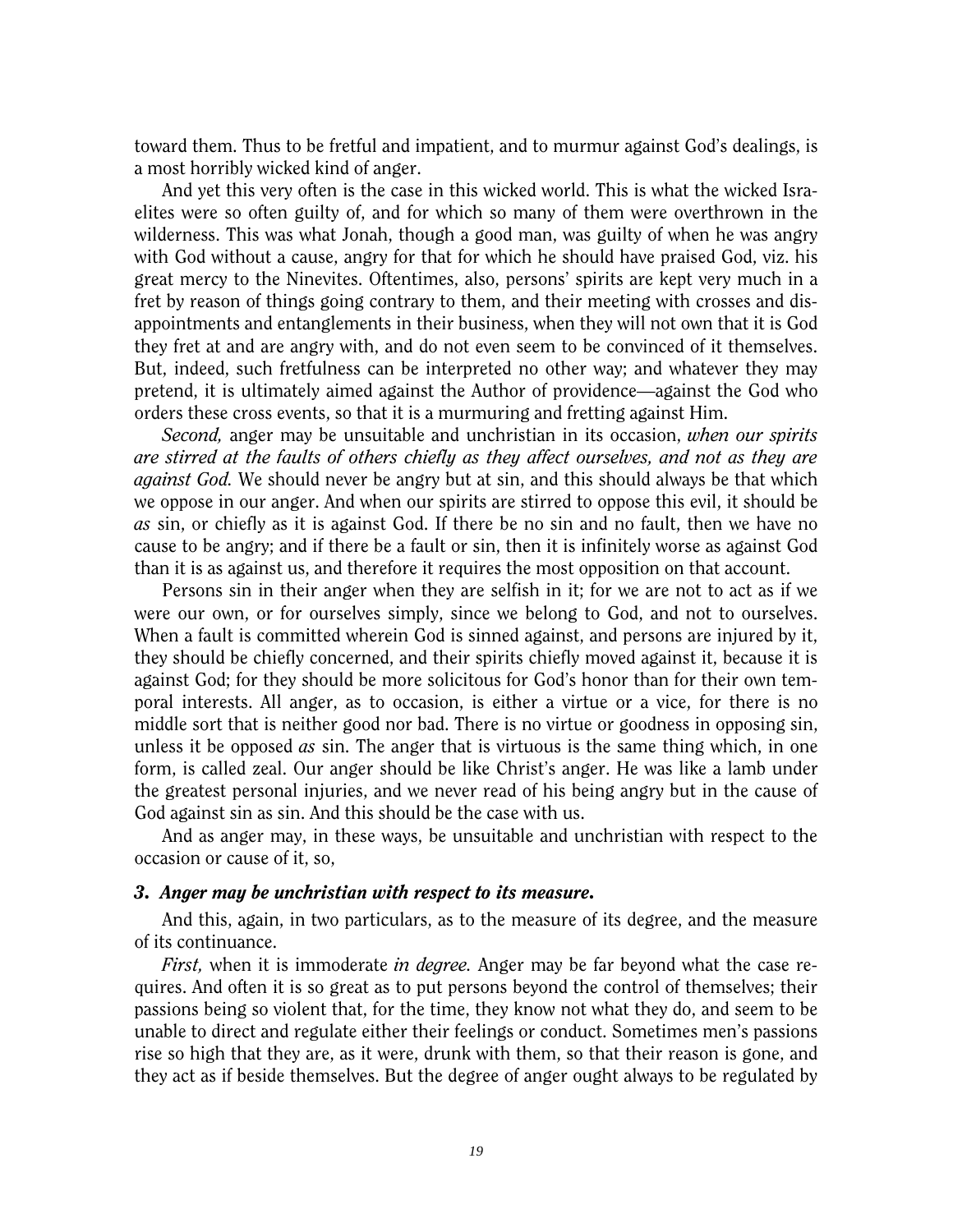toward them. Thus to be fretful and impatient, and to murmur against God's dealings, is a most horribly wicked kind of anger.

And yet this very often is the case in this wicked world. This is what the wicked Israelites were so often guilty of, and for which so many of them were overthrown in the wilderness. This was what Jonah, though a good man, was guilty of when he was angry with God without a cause, angry for that for which he should have praised God, viz. his great mercy to the Ninevites. Oftentimes, also, persons' spirits are kept very much in a fret by reason of things going contrary to them, and their meeting with crosses and disappointments and entanglements in their business, when they will not own that it is God they fret at and are angry with, and do not even seem to be convinced of it themselves. But, indeed, such fretfulness can be interpreted no other way; and whatever they may pretend, it is ultimately aimed against the Author of providence—against the God who orders these cross events, so that it is a murmuring and fretting against Him.

*Second,* anger may be unsuitable and unchristian in its occasion, *when our spirits are stirred at the faults of others chiefly as they affect ourselves, and not as they are against God.* We should never be angry but at sin, and this should always be that which we oppose in our anger. And when our spirits are stirred to oppose this evil, it should be *as* sin, or chiefly as it is against God. If there be no sin and no fault, then we have no cause to be angry; and if there be a fault or sin, then it is infinitely worse as against God than it is as against us, and therefore it requires the most opposition on that account.

Persons sin in their anger when they are selfish in it; for we are not to act as if we were our own, or for ourselves simply, since we belong to God, and not to ourselves. When a fault is committed wherein God is sinned against, and persons are injured by it, they should be chiefly concerned, and their spirits chiefly moved against it, because it is against God; for they should be more solicitous for God's honor than for their own temporal interests. All anger, as to occasion, is either a virtue or a vice, for there is no middle sort that is neither good nor bad. There is no virtue or goodness in opposing sin, unless it be opposed *as* sin. The anger that is virtuous is the same thing which, in one form, is called zeal. Our anger should be like Christ's anger. He was like a lamb under the greatest personal injuries, and we never read of his being angry but in the cause of God against sin as sin. And this should be the case with us.

And as anger may, in these ways, be unsuitable and unchristian with respect to the occasion or cause of it, so,

### *3. Anger may be unchristian with respect to its measure.*

And this, again, in two particulars, as to the measure of its degree, and the measure of its continuance.

*First,* when it is immoderate *in degree.* Anger may be far beyond what the case requires. And often it is so great as to put persons beyond the control of themselves; their passions being so violent that, for the time, they know not what they do, and seem to be unable to direct and regulate either their feelings or conduct. Sometimes men's passions rise so high that they are, as it were, drunk with them, so that their reason is gone, and they act as if beside themselves. But the degree of anger ought always to be regulated by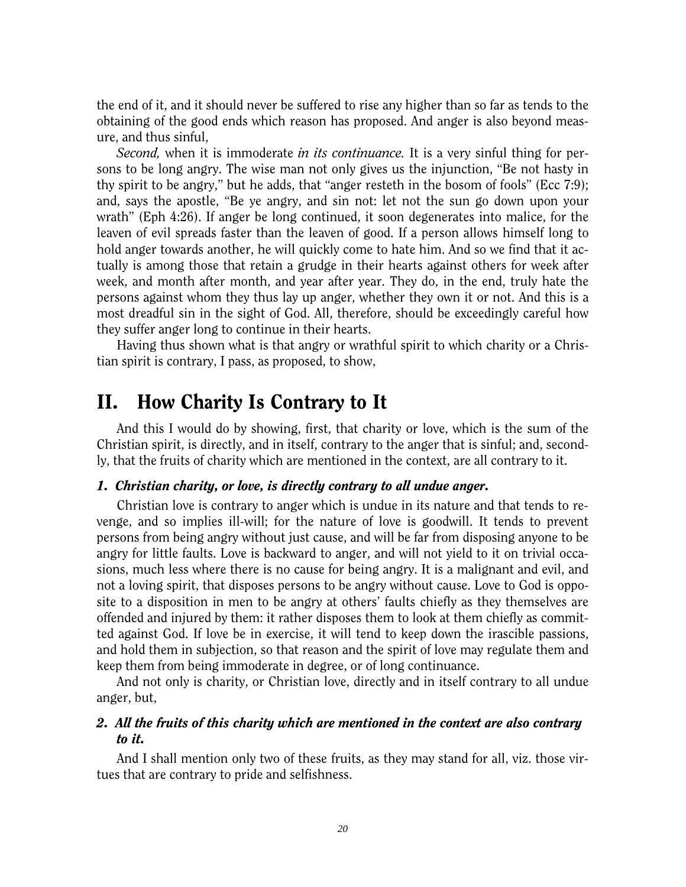the end of it, and it should never be suffered to rise any higher than so far as tends to the obtaining of the good ends which reason has proposed. And anger is also beyond measure, and thus sinful,

*Second,* when it is immoderate *in its continuance.* It is a very sinful thing for persons to be long angry. The wise man not only gives us the injunction, "Be not hasty in thy spirit to be angry," but he adds, that "anger resteth in the bosom of fools" (Ecc 7:9); and, says the apostle, "Be ye angry, and sin not: let not the sun go down upon your wrath" (Eph 4:26). If anger be long continued, it soon degenerates into malice, for the leaven of evil spreads faster than the leaven of good. If a person allows himself long to hold anger towards another, he will quickly come to hate him. And so we find that it actually is among those that retain a grudge in their hearts against others for week after week, and month after month, and year after year. They do, in the end, truly hate the persons against whom they thus lay up anger, whether they own it or not. And this is a most dreadful sin in the sight of God. All, therefore, should be exceedingly careful how they suffer anger long to continue in their hearts.

Having thus shown what is that angry or wrathful spirit to which charity or a Christian spirit is contrary, I pass, as proposed, to show,

## II. How Charity Is Contrary to It

And this I would do by showing, first, that charity or love, which is the sum of the Christian spirit, is directly, and in itself, contrary to the anger that is sinful; and, secondly, that the fruits of charity which are mentioned in the context, are all contrary to it.

### *1. Christian charity, or love, is directly contrary to all undue anger.*

Christian love is contrary to anger which is undue in its nature and that tends to revenge, and so implies ill-will; for the nature of love is goodwill. It tends to prevent persons from being angry without just cause, and will be far from disposing anyone to be angry for little faults. Love is backward to anger, and will not yield to it on trivial occasions, much less where there is no cause for being angry. It is a malignant and evil, and not a loving spirit, that disposes persons to be angry without cause. Love to God is opposite to a disposition in men to be angry at others' faults chiefly as they themselves are offended and injured by them: it rather disposes them to look at them chiefly as committed against God. If love be in exercise, it will tend to keep down the irascible passions, and hold them in subjection, so that reason and the spirit of love may regulate them and keep them from being immoderate in degree, or of long continuance.

And not only is charity, or Christian love, directly and in itself contrary to all undue anger, but,

### *2. All the fruits of this charity which are mentioned in the context are also contrary to it.*

And I shall mention only two of these fruits, as they may stand for all, viz. those virtues that are contrary to pride and selfishness.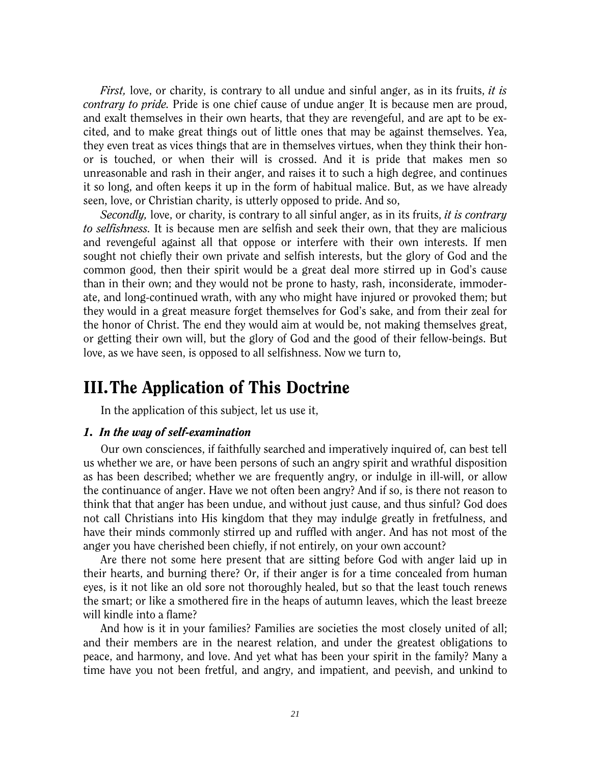*First,* love, or charity, is contrary to all undue and sinful anger, as in its fruits, *it is contrary to pride.* Pride is one chief cause of undue anger. It is because men are proud, and exalt themselves in their own hearts, that they are revengeful, and are apt to be excited, and to make great things out of little ones that may be against themselves. Yea, they even treat as vices things that are in themselves virtues, when they think their honor is touched, or when their will is crossed. And it is pride that makes men so unreasonable and rash in their anger, and raises it to such a high degree, and continues it so long, and often keeps it up in the form of habitual malice. But, as we have already seen, love, or Christian charity, is utterly opposed to pride. And so,

*Secondly,* love, or charity, is contrary to all sinful anger, as in its fruits, *it is contrary to selfishness.* It is because men are selfish and seek their own, that they are malicious and revengeful against all that oppose or interfere with their own interests. If men sought not chiefly their own private and selfish interests, but the glory of God and the common good, then their spirit would be a great deal more stirred up in God's cause than in their own; and they would not be prone to hasty, rash, inconsiderate, immoderate, and long-continued wrath, with any who might have injured or provoked them; but they would in a great measure forget themselves for God's sake, and from their zeal for the honor of Christ. The end they would aim at would be, not making themselves great, or getting their own will, but the glory of God and the good of their fellow-beings. But love, as we have seen, is opposed to all selfishness. Now we turn to,

## III. The Application of This Doctrine

In the application of this subject, let us use it,

### *1. In the way of self-examination*

Our own consciences, if faithfully searched and imperatively inquired of, can best tell us whether we are, or have been persons of such an angry spirit and wrathful disposition as has been described; whether we are frequently angry, or indulge in ill-will, or allow the continuance of anger. Have we not often been angry? And if so, is there not reason to think that that anger has been undue, and without just cause, and thus sinful? God does not call Christians into His kingdom that they may indulge greatly in fretfulness, and have their minds commonly stirred up and ruffled with anger. And has not most of the anger you have cherished been chiefly, if not entirely, on your own account?

Are there not some here present that are sitting before God with anger laid up in their hearts, and burning there? Or, if their anger is for a time concealed from human eyes, is it not like an old sore not thoroughly healed, but so that the least touch renews the smart; or like a smothered fire in the heaps of autumn leaves, which the least breeze will kindle into a flame?

And how is it in your families? Families are societies the most closely united of all; and their members are in the nearest relation, and under the greatest obligations to peace, and harmony, and love. And yet what has been your spirit in the family? Many a time have you not been fretful, and angry, and impatient, and peevish, and unkind to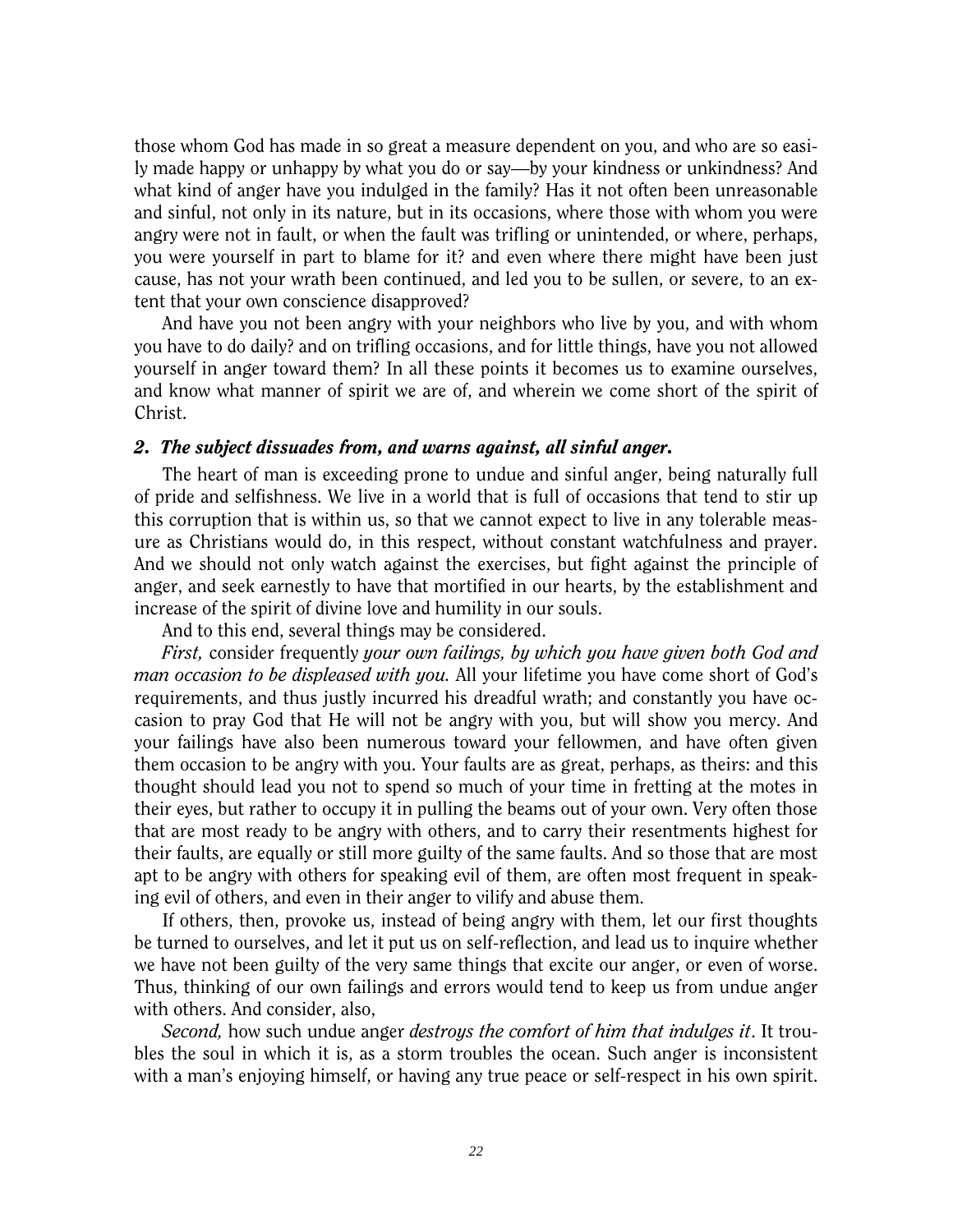those whom God has made in so great a measure dependent on you, and who are so easily made happy or unhappy by what you do or say—by your kindness or unkindness? And what kind of anger have you indulged in the family? Has it not often been unreasonable and sinful, not only in its nature, but in its occasions, where those with whom you were angry were not in fault, or when the fault was trifling or unintended, or where, perhaps, you were yourself in part to blame for it? and even where there might have been just cause, has not your wrath been continued, and led you to be sullen, or severe, to an extent that your own conscience disapproved?

And have you not been angry with your neighbors who live by you, and with whom you have to do daily? and on trifling occasions, and for little things, have you not allowed yourself in anger toward them? In all these points it becomes us to examine ourselves, and know what manner of spirit we are of, and wherein we come short of the spirit of Christ.

### *2. The subject dissuades from, and warns against, all sinful anger.*

The heart of man is exceeding prone to undue and sinful anger, being naturally full of pride and selfishness. We live in a world that is full of occasions that tend to stir up this corruption that is within us, so that we cannot expect to live in any tolerable measure as Christians would do, in this respect, without constant watchfulness and prayer. And we should not only watch against the exercises, but fight against the principle of anger, and seek earnestly to have that mortified in our hearts, by the establishment and increase of the spirit of divine love and humility in our souls.

And to this end, several things may be considered.

*First,* consider frequently *your own failings, by which you have given both God and man occasion to be displeased with you.* All your lifetime you have come short of God's requirements, and thus justly incurred his dreadful wrath; and constantly you have occasion to pray God that He will not be angry with you, but will show you mercy. And your failings have also been numerous toward your fellowmen, and have often given them occasion to be angry with you. Your faults are as great, perhaps, as theirs: and this thought should lead you not to spend so much of your time in fretting at the motes in their eyes, but rather to occupy it in pulling the beams out of your own. Very often those that are most ready to be angry with others, and to carry their resentments highest for their faults, are equally or still more guilty of the same faults. And so those that are most apt to be angry with others for speaking evil of them, are often most frequent in speaking evil of others, and even in their anger to vilify and abuse them.

If others, then, provoke us, instead of being angry with them, let our first thoughts be turned to ourselves, and let it put us on self-reflection, and lead us to inquire whether we have not been guilty of the very same things that excite our anger, or even of worse. Thus, thinking of our own failings and errors would tend to keep us from undue anger with others. And consider, also,

*Second,* how such undue anger *destroys the comfort of him that indulges it*. It troubles the soul in which it is, as a storm troubles the ocean. Such anger is inconsistent with a man's enjoying himself, or having any true peace or self-respect in his own spirit.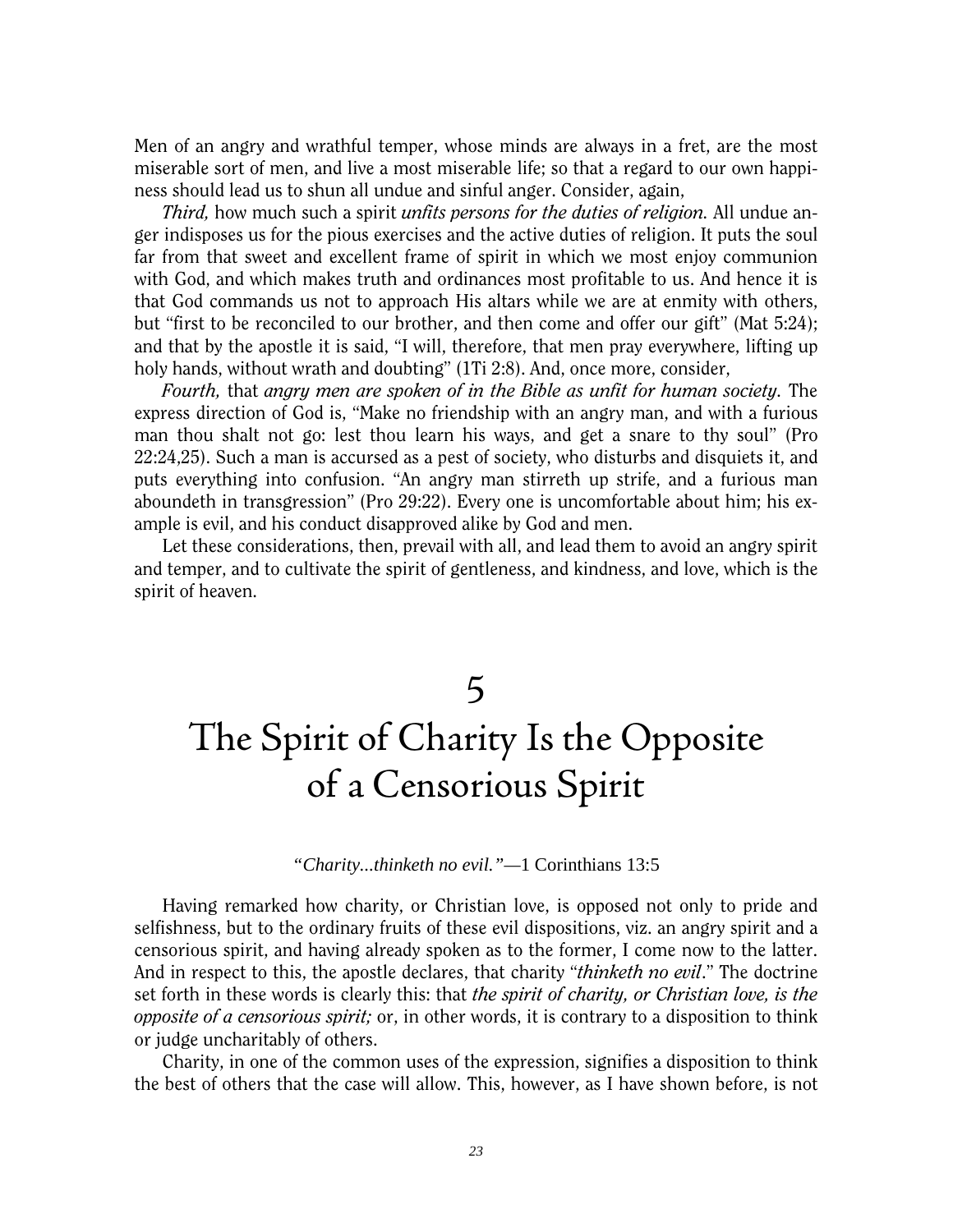Men of an angry and wrathful temper, whose minds are always in a fret, are the most miserable sort of men, and live a most miserable life; so that a regard to our own happiness should lead us to shun all undue and sinful anger. Consider, again,

*Third,* how much such a spirit *unfits persons for the duties of religion.* All undue anger indisposes us for the pious exercises and the active duties of religion. It puts the soul far from that sweet and excellent frame of spirit in which we most enjoy communion with God, and which makes truth and ordinances most profitable to us. And hence it is that God commands us not to approach His altars while we are at enmity with others, but "first to be reconciled to our brother, and then come and offer our gift" (Mat 5:24); and that by the apostle it is said, "I will, therefore, that men pray everywhere, lifting up holy hands, without wrath and doubting" (1Ti 2:8). And, once more, consider,

*Fourth,* that *angry men are spoken of in the Bible as unfit for human society.* The express direction of God is, "Make no friendship with an angry man, and with a furious man thou shalt not go: lest thou learn his ways, and get a snare to thy soul" (Pro 22:24,25). Such a man is accursed as a pest of society, who disturbs and disquiets it, and puts everything into confusion. "An angry man stirreth up strife, and a furious man aboundeth in transgression" (Pro 29:22). Every one is uncomfortable about him; his example is evil, and his conduct disapproved alike by God and men.

Let these considerations, then, prevail with all, and lead them to avoid an angry spirit and temper, and to cultivate the spirit of gentleness, and kindness, and love, which is the spirit of heaven.

# 5
# The Spirit of Charity Is the Opposite of a Censorious Spirit

*"Charity...thinketh no evil."*—1 Corinthians 13:5

Having remarked how charity, or Christian love, is opposed not only to pride and selfishness, but to the ordinary fruits of these evil dispositions, viz. an angry spirit and a censorious spirit, and having already spoken as to the former, I come now to the latter. And in respect to this, the apostle declares, that charity "*thinketh no evil*." The doctrine set forth in these words is clearly this: that *the spirit of charity, or Christian love, is the opposite of a censorious spirit;* or, in other words, it is contrary to a disposition to think or judge uncharitably of others.

Charity, in one of the common uses of the expression, signifies a disposition to think the best of others that the case will allow. This, however, as I have shown before, is not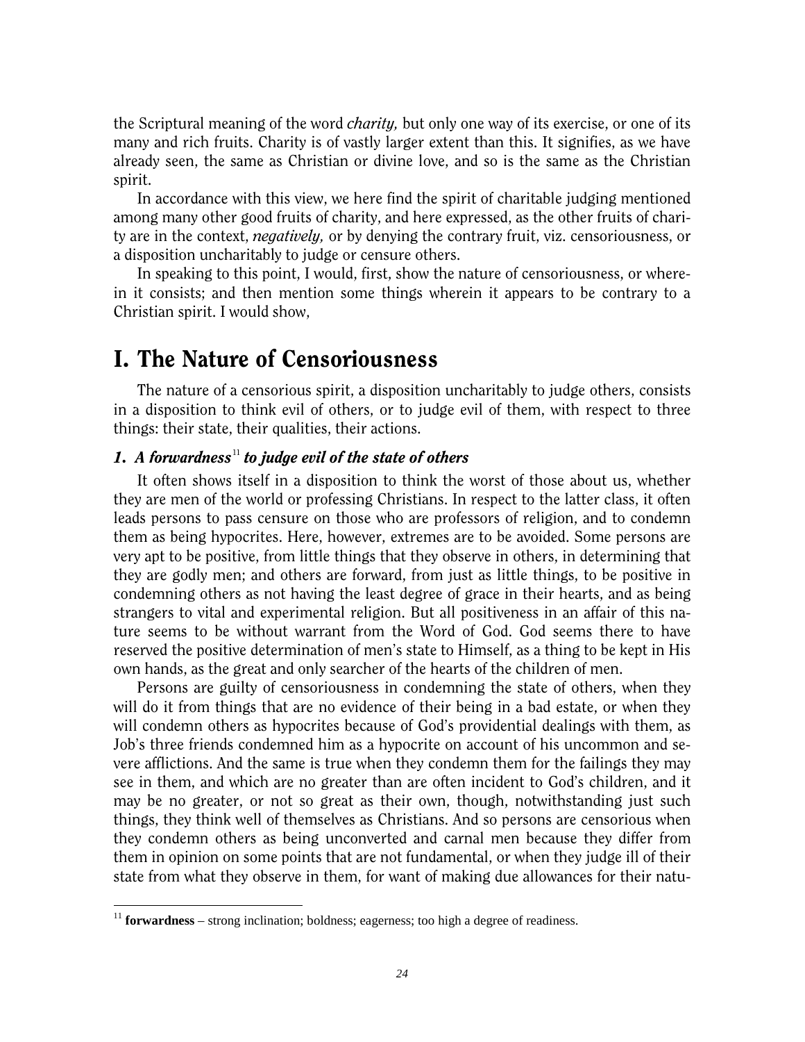the Scriptural meaning of the word *charity,* but only one way of its exercise, or one of its many and rich fruits. Charity is of vastly larger extent than this. It signifies, as we have already seen, the same as Christian or divine love, and so is the same as the Christian spirit.

In accordance with this view, we here find the spirit of charitable judging mentioned among many other good fruits of charity, and here expressed, as the other fruits of charity are in the context, *negatively,* or by denying the contrary fruit, viz. censoriousness, or a disposition uncharitably to judge or censure others.

In speaking to this point, I would, first, show the nature of censoriousness, or wherein it consists; and then mention some things wherein it appears to be contrary to a Christian spirit. I would show,

# I. The Nature of Censoriousness

The nature of a censorious spirit, a disposition uncharitably to judge others, consists in a disposition to think evil of others, or to judge evil of them, with respect to three things: their state, their qualities, their actions.

### *1. A forwardness[11] to judge evil of the state of others*

It often shows itself in a disposition to think the worst of those about us, whether they are men of the world or professing Christians. In respect to the latter class, it often leads persons to pass censure on those who are professors of religion, and to condemn them as being hypocrites. Here, however, extremes are to be avoided. Some persons are very apt to be positive, from little things that they observe in others, in determining that they are godly men; and others are forward, from just as little things, to be positive in condemning others as not having the least degree of grace in their hearts, and as being strangers to vital and experimental religion. But all positiveness in an affair of this nature seems to be without warrant from the Word of God. God seems there to have reserved the positive determination of men's state to Himself, as a thing to be kept in His own hands, as the great and only searcher of the hearts of the children of men.

Persons are guilty of censoriousness in condemning the state of others, when they will do it from things that are no evidence of their being in a bad estate, or when they will condemn others as hypocrites because of God's providential dealings with them, as Job's three friends condemned him as a hypocrite on account of his uncommon and severe afflictions. And the same is true when they condemn them for the failings they may see in them, and which are no greater than are often incident to God's children, and it may be no greater, or not so great as their own, though, notwithstanding just such things, they think well of themselves as Christians. And so persons are censorious when they condemn others as being unconverted and carnal men because they differ from them in opinion on some points that are not fundamental, or when they judge ill of their state from what they observe in them, for want of making due allowances for their natu-

---

[11] **forwardness** – strong inclination; boldness; eagerness; too high a degree of readiness.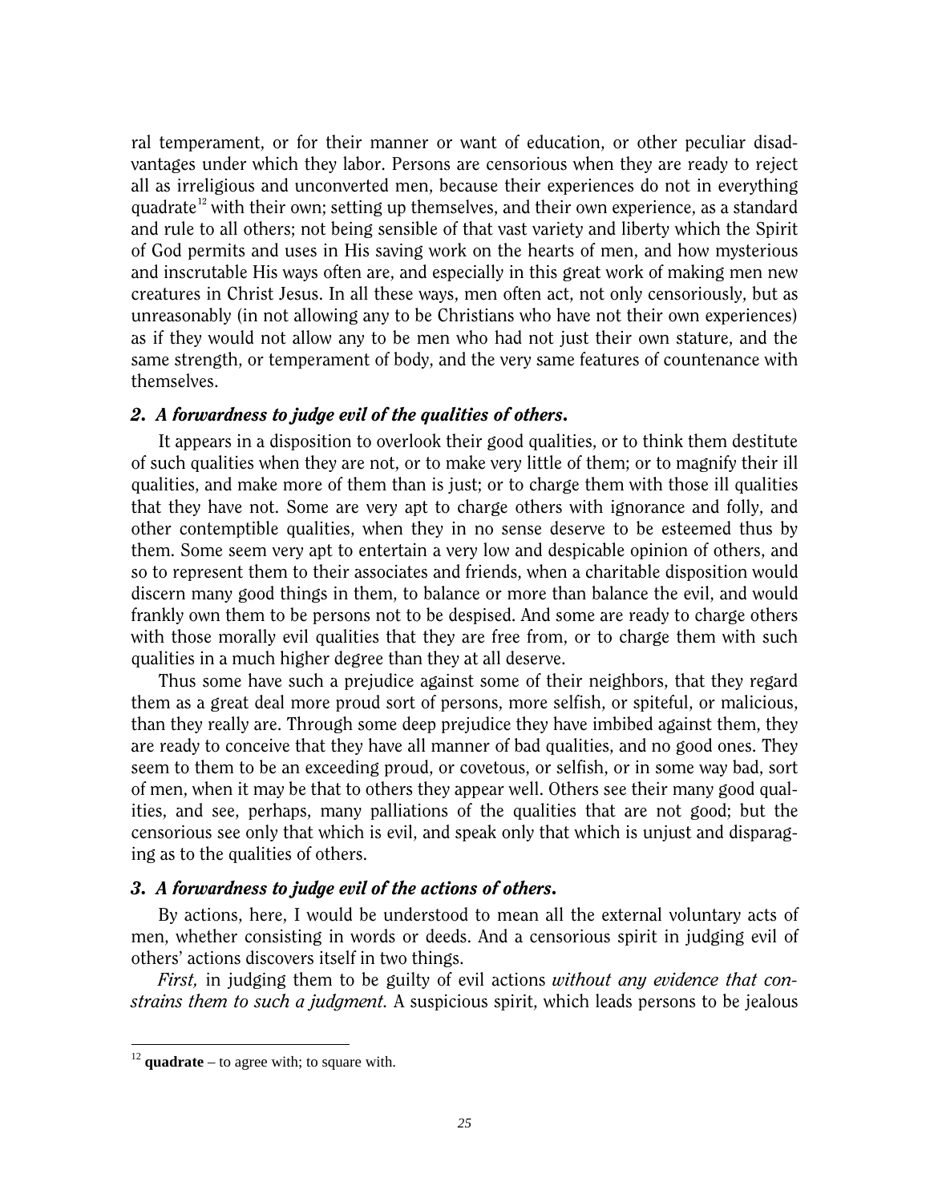ral temperament, or for their manner or want of education, or other peculiar disadvantages under which they labor. Persons are censorious when they are ready to reject all as irreligious and unconverted men, because their experiences do not in everything quadrate[12] with their own; setting up themselves, and their own experience, as a standard and rule to all others; not being sensible of that vast variety and liberty which the Spirit of God permits and uses in His saving work on the hearts of men, and how mysterious and inscrutable His ways often are, and especially in this great work of making men new creatures in Christ Jesus. In all these ways, men often act, not only censoriously, but as unreasonably (in not allowing any to be Christians who have not their own experiences) as if they would not allow any to be men who had not just their own stature, and the same strength, or temperament of body, and the very same features of countenance with themselves.

### *2. A forwardness to judge evil of the qualities of others.*

It appears in a disposition to overlook their good qualities, or to think them destitute of such qualities when they are not, or to make very little of them; or to magnify their ill qualities, and make more of them than is just; or to charge them with those ill qualities that they have not. Some are very apt to charge others with ignorance and folly, and other contemptible qualities, when they in no sense deserve to be esteemed thus by them. Some seem very apt to entertain a very low and despicable opinion of others, and so to represent them to their associates and friends, when a charitable disposition would discern many good things in them, to balance or more than balance the evil, and would frankly own them to be persons not to be despised. And some are ready to charge others with those morally evil qualities that they are free from, or to charge them with such qualities in a much higher degree than they at all deserve.

Thus some have such a prejudice against some of their neighbors, that they regard them as a great deal more proud sort of persons, more selfish, or spiteful, or malicious, than they really are. Through some deep prejudice they have imbibed against them, they are ready to conceive that they have all manner of bad qualities, and no good ones. They seem to them to be an exceeding proud, or covetous, or selfish, or in some way bad, sort of men, when it may be that to others they appear well. Others see their many good qualities, and see, perhaps, many palliations of the qualities that are not good; but the censorious see only that which is evil, and speak only that which is unjust and disparaging as to the qualities of others.

### *3. A forwardness to judge evil of the actions of others.*

By actions, here, I would be understood to mean all the external voluntary acts of men, whether consisting in words or deeds. And a censorious spirit in judging evil of others' actions discovers itself in two things.

*First,* in judging them to be guilty of evil actions *without any evidence that constrains them to such a judgment.* A suspicious spirit, which leads persons to be jealous

---

[12] **quadrate** – to agree with; to square with.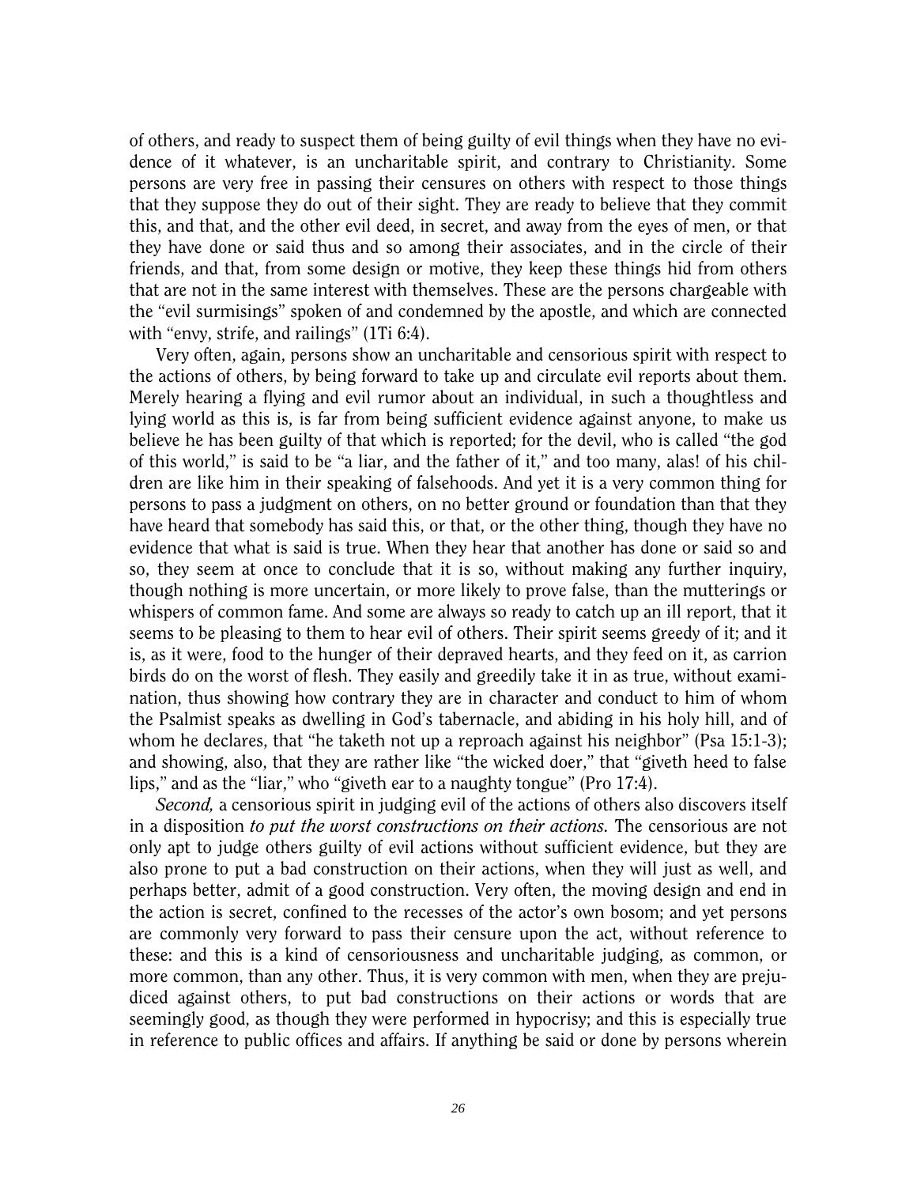of others, and ready to suspect them of being guilty of evil things when they have no evidence of it whatever, is an uncharitable spirit, and contrary to Christianity. Some persons are very free in passing their censures on others with respect to those things that they suppose they do out of their sight. They are ready to believe that they commit this, and that, and the other evil deed, in secret, and away from the eyes of men, or that they have done or said thus and so among their associates, and in the circle of their friends, and that, from some design or motive, they keep these things hid from others that are not in the same interest with themselves. These are the persons chargeable with the "evil surmisings" spoken of and condemned by the apostle, and which are connected with "envy, strife, and railings" (1Ti 6:4).

Very often, again, persons show an uncharitable and censorious spirit with respect to the actions of others, by being forward to take up and circulate evil reports about them. Merely hearing a flying and evil rumor about an individual, in such a thoughtless and lying world as this is, is far from being sufficient evidence against anyone, to make us believe he has been guilty of that which is reported; for the devil, who is called "the god of this world," is said to be "a liar, and the father of it," and too many, alas! of his children are like him in their speaking of falsehoods. And yet it is a very common thing for persons to pass a judgment on others, on no better ground or foundation than that they have heard that somebody has said this, or that, or the other thing, though they have no evidence that what is said is true. When they hear that another has done or said so and so, they seem at once to conclude that it is so, without making any further inquiry, though nothing is more uncertain, or more likely to prove false, than the mutterings or whispers of common fame. And some are always so ready to catch up an ill report, that it seems to be pleasing to them to hear evil of others. Their spirit seems greedy of it; and it is, as it were, food to the hunger of their depraved hearts, and they feed on it, as carrion birds do on the worst of flesh. They easily and greedily take it in as true, without examination, thus showing how contrary they are in character and conduct to him of whom the Psalmist speaks as dwelling in God's tabernacle, and abiding in his holy hill, and of whom he declares, that "he taketh not up a reproach against his neighbor" (Psa 15:1-3); and showing, also, that they are rather like "the wicked doer," that "giveth heed to false lips," and as the "liar," who "giveth ear to a naughty tongue" (Pro 17:4).

*Second,* a censorious spirit in judging evil of the actions of others also discovers itself in a disposition *to put the worst constructions on their actions.* The censorious are not only apt to judge others guilty of evil actions without sufficient evidence, but they are also prone to put a bad construction on their actions, when they will just as well, and perhaps better, admit of a good construction. Very often, the moving design and end in the action is secret, confined to the recesses of the actor's own bosom; and yet persons are commonly very forward to pass their censure upon the act, without reference to these: and this is a kind of censoriousness and uncharitable judging, as common, or more common, than any other. Thus, it is very common with men, when they are prejudiced against others, to put bad constructions on their actions or words that are seemingly good, as though they were performed in hypocrisy; and this is especially true in reference to public offices and affairs. If anything be said or done by persons wherein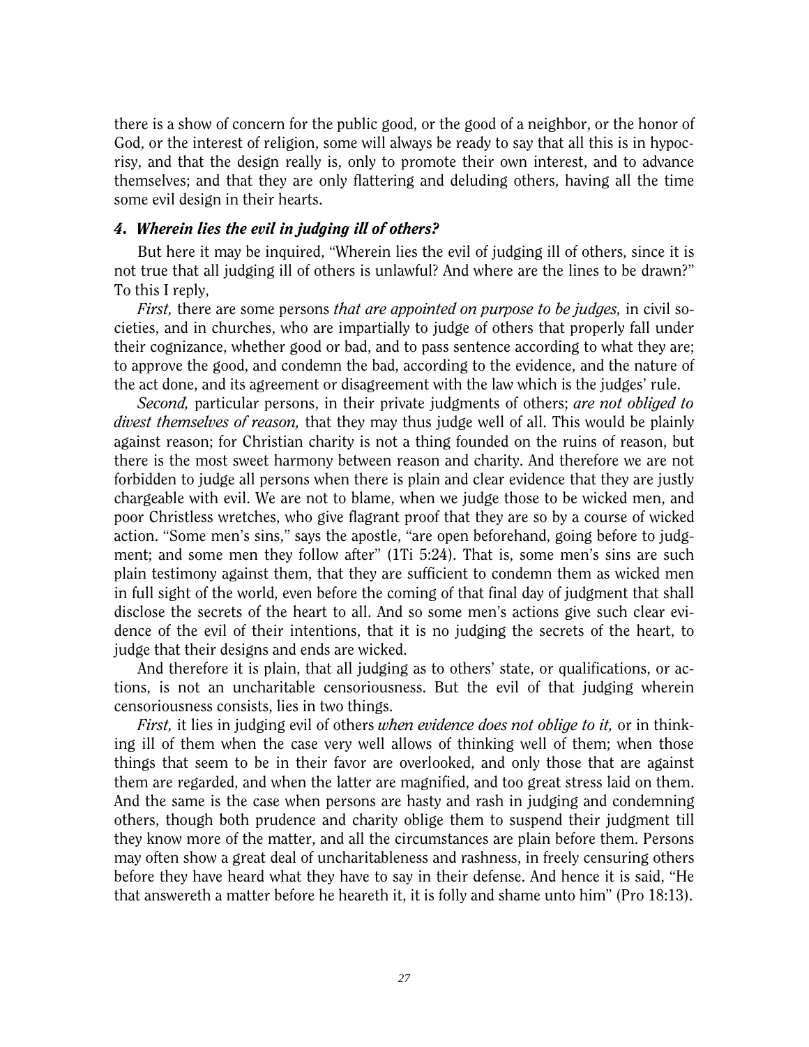there is a show of concern for the public good, or the good of a neighbor, or the honor of God, or the interest of religion, some will always be ready to say that all this is in hypocrisy, and that the design really is, only to promote their own interest, and to advance themselves; and that they are only flattering and deluding others, having all the time some evil design in their hearts.

### *4. Wherein lies the evil in judging ill of others?*

But here it may be inquired, "Wherein lies the evil of judging ill of others, since it is not true that all judging ill of others is unlawful? And where are the lines to be drawn?" To this I reply,

*First,* there are some persons *that are appointed on purpose to be judges,* in civil societies, and in churches, who are impartially to judge of others that properly fall under their cognizance, whether good or bad, and to pass sentence according to what they are; to approve the good, and condemn the bad, according to the evidence, and the nature of the act done, and its agreement or disagreement with the law which is the judges' rule.

*Second,* particular persons, in their private judgments of others; *are not obliged to divest themselves of reason,* that they may thus judge well of all. This would be plainly against reason; for Christian charity is not a thing founded on the ruins of reason, but there is the most sweet harmony between reason and charity. And therefore we are not forbidden to judge all persons when there is plain and clear evidence that they are justly chargeable with evil. We are not to blame, when we judge those to be wicked men, and poor Christless wretches, who give flagrant proof that they are so by a course of wicked action. "Some men's sins," says the apostle, "are open beforehand, going before to judgment; and some men they follow after" (1Ti 5:24). That is, some men's sins are such plain testimony against them, that they are sufficient to condemn them as wicked men in full sight of the world, even before the coming of that final day of judgment that shall disclose the secrets of the heart to all. And so some men's actions give such clear evidence of the evil of their intentions, that it is no judging the secrets of the heart, to judge that their designs and ends are wicked.

And therefore it is plain, that all judging as to others' state, or qualifications, or actions, is not an uncharitable censoriousness. But the evil of that judging wherein censoriousness consists, lies in two things.

*First,* it lies in judging evil of others *when evidence does not oblige to it,* or in thinking ill of them when the case very well allows of thinking well of them; when those things that seem to be in their favor are overlooked, and only those that are against them are regarded, and when the latter are magnified, and too great stress laid on them. And the same is the case when persons are hasty and rash in judging and condemning others, though both prudence and charity oblige them to suspend their judgment till they know more of the matter, and all the circumstances are plain before them. Persons may often show a great deal of uncharitableness and rashness, in freely censuring others before they have heard what they have to say in their defense. And hence it is said, "He that answereth a matter before he heareth it, it is folly and shame unto him" (Pro 18:13).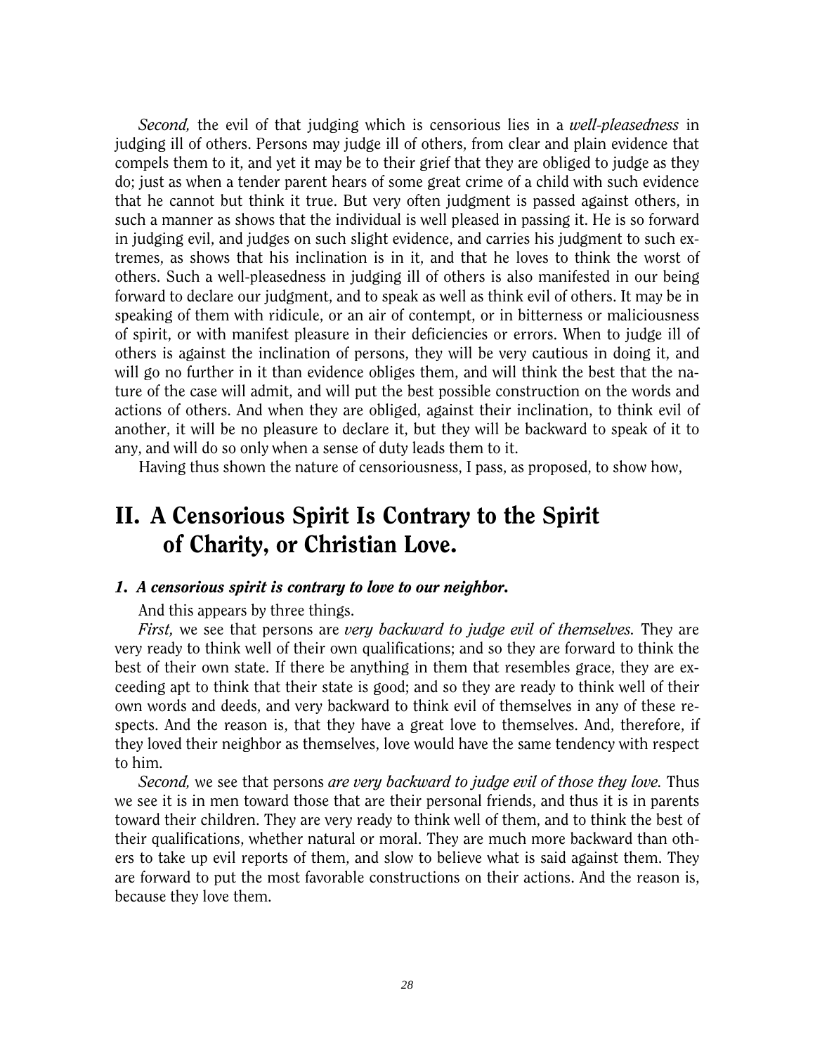*Second,* the evil of that judging which is censorious lies in a *well-pleasedness* in judging ill of others. Persons may judge ill of others, from clear and plain evidence that compels them to it, and yet it may be to their grief that they are obliged to judge as they do; just as when a tender parent hears of some great crime of a child with such evidence that he cannot but think it true. But very often judgment is passed against others, in such a manner as shows that the individual is well pleased in passing it. He is so forward in judging evil, and judges on such slight evidence, and carries his judgment to such extremes, as shows that his inclination is in it, and that he loves to think the worst of others. Such a well-pleasedness in judging ill of others is also manifested in our being forward to declare our judgment, and to speak as well as think evil of others. It may be in speaking of them with ridicule, or an air of contempt, or in bitterness or maliciousness of spirit, or with manifest pleasure in their deficiencies or errors. When to judge ill of others is against the inclination of persons, they will be very cautious in doing it, and will go no further in it than evidence obliges them, and will think the best that the nature of the case will admit, and will put the best possible construction on the words and actions of others. And when they are obliged, against their inclination, to think evil of another, it will be no pleasure to declare it, but they will be backward to speak of it to any, and will do so only when a sense of duty leads them to it.

Having thus shown the nature of censoriousness, I pass, as proposed, to show how,

## II. A Censorious Spirit Is Contrary to the Spirit of Charity, or Christian Love.

### *1. A censorious spirit is contrary to love to our neighbor.*

And this appears by three things.

*First,* we see that persons are *very backward to judge evil of themselves.* They are very ready to think well of their own qualifications; and so they are forward to think the best of their own state. If there be anything in them that resembles grace, they are exceeding apt to think that their state is good; and so they are ready to think well of their own words and deeds, and very backward to think evil of themselves in any of these respects. And the reason is, that they have a great love to themselves. And, therefore, if they loved their neighbor as themselves, love would have the same tendency with respect to him.

*Second,* we see that persons *are very backward to judge evil of those they love.* Thus we see it is in men toward those that are their personal friends, and thus it is in parents toward their children. They are very ready to think well of them, and to think the best of their qualifications, whether natural or moral. They are much more backward than others to take up evil reports of them, and slow to believe what is said against them. They are forward to put the most favorable constructions on their actions. And the reason is, because they love them.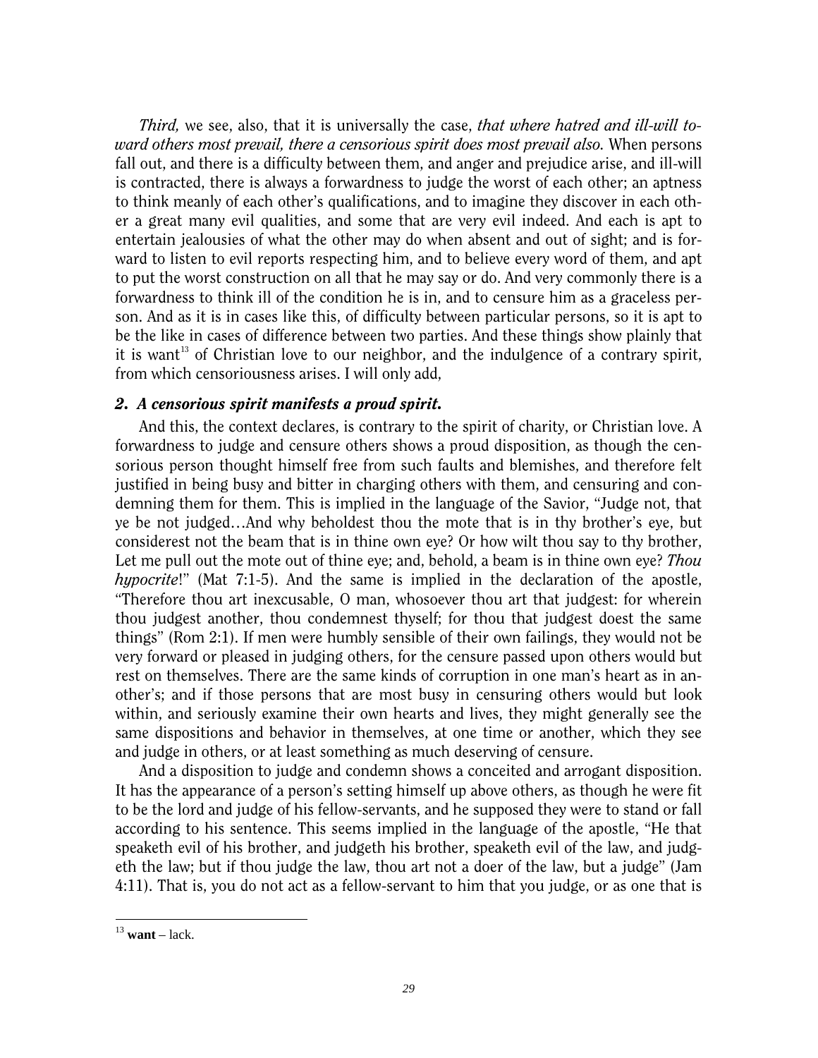*Third,* we see, also, that it is universally the case, *that where hatred and ill-will toward others most prevail, there a censorious spirit does most prevail also.* When persons fall out, and there is a difficulty between them, and anger and prejudice arise, and ill-will is contracted, there is always a forwardness to judge the worst of each other; an aptness to think meanly of each other's qualifications, and to imagine they discover in each other a great many evil qualities, and some that are very evil indeed. And each is apt to entertain jealousies of what the other may do when absent and out of sight; and is forward to listen to evil reports respecting him, and to believe every word of them, and apt to put the worst construction on all that he may say or do. And very commonly there is a forwardness to think ill of the condition he is in, and to censure him as a graceless person. And as it is in cases like this, of difficulty between particular persons, so it is apt to be the like in cases of difference between two parties. And these things show plainly that it is want[13] of Christian love to our neighbor, and the indulgence of a contrary spirit, from which censoriousness arises. I will only add,

### *2. A censorious spirit manifests a proud spirit.*

And this, the context declares, is contrary to the spirit of charity, or Christian love. A forwardness to judge and censure others shows a proud disposition, as though the censorious person thought himself free from such faults and blemishes, and therefore felt justified in being busy and bitter in charging others with them, and censuring and condemning them for them. This is implied in the language of the Savior, "Judge not, that ye be not judged…And why beholdest thou the mote that is in thy brother's eye, but considerest not the beam that is in thine own eye? Or how wilt thou say to thy brother, Let me pull out the mote out of thine eye; and, behold, a beam is in thine own eye? *Thou hypocrite*!" (Mat 7:1-5). And the same is implied in the declaration of the apostle, "Therefore thou art inexcusable, O man, whosoever thou art that judgest: for wherein thou judgest another, thou condemnest thyself; for thou that judgest doest the same things" (Rom 2:1). If men were humbly sensible of their own failings, they would not be very forward or pleased in judging others, for the censure passed upon others would but rest on themselves. There are the same kinds of corruption in one man's heart as in another's; and if those persons that are most busy in censuring others would but look within, and seriously examine their own hearts and lives, they might generally see the same dispositions and behavior in themselves, at one time or another, which they see and judge in others, or at least something as much deserving of censure.

And a disposition to judge and condemn shows a conceited and arrogant disposition. It has the appearance of a person's setting himself up above others, as though he were fit to be the lord and judge of his fellow-servants, and he supposed they were to stand or fall according to his sentence. This seems implied in the language of the apostle, "He that speaketh evil of his brother, and judgeth his brother, speaketh evil of the law, and judgeth the law; but if thou judge the law, thou art not a doer of the law, but a judge" (Jam 4:11). That is, you do not act as a fellow-servant to him that you judge, or as one that is

---

[13] **want** – lack.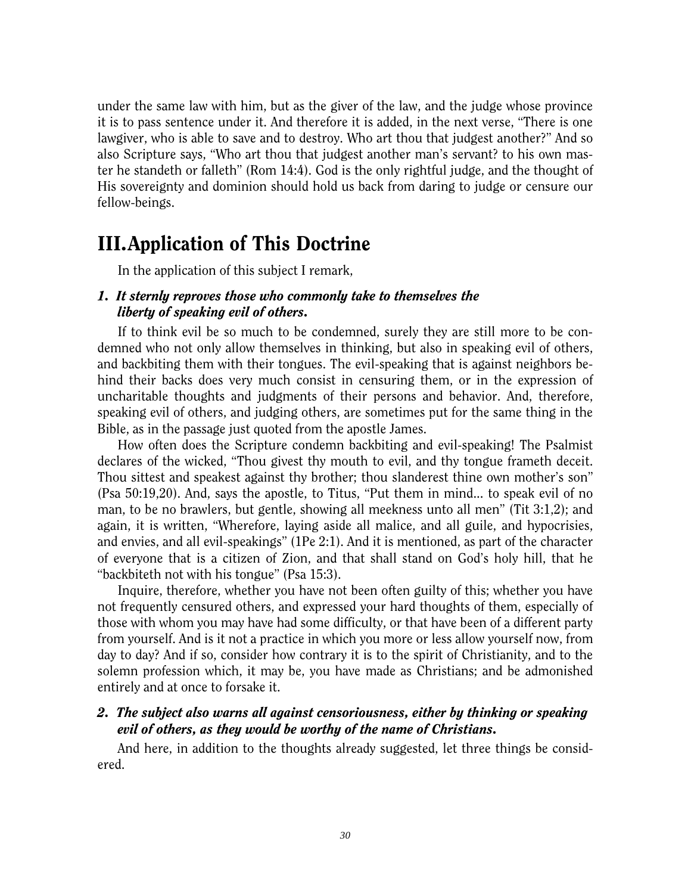under the same law with him, but as the giver of the law, and the judge whose province it is to pass sentence under it. And therefore it is added, in the next verse, "There is one lawgiver, who is able to save and to destroy. Who art thou that judgest another?" And so also Scripture says, "Who art thou that judgest another man's servant? to his own master he standeth or falleth" (Rom 14:4). God is the only rightful judge, and the thought of His sovereignty and dominion should hold us back from daring to judge or censure our fellow-beings.

## III. Application of This Doctrine

In the application of this subject I remark,

### *1. It sternly reproves those who commonly take to themselves the liberty of speaking evil of others.*

If to think evil be so much to be condemned, surely they are still more to be condemned who not only allow themselves in thinking, but also in speaking evil of others, and backbiting them with their tongues. The evil-speaking that is against neighbors behind their backs does very much consist in censuring them, or in the expression of uncharitable thoughts and judgments of their persons and behavior. And, therefore, speaking evil of others, and judging others, are sometimes put for the same thing in the Bible, as in the passage just quoted from the apostle James.

How often does the Scripture condemn backbiting and evil-speaking! The Psalmist declares of the wicked, "Thou givest thy mouth to evil, and thy tongue frameth deceit. Thou sittest and speakest against thy brother; thou slanderest thine own mother's son" (Psa 50:19,20). And, says the apostle, to Titus, "Put them in mind... to speak evil of no man, to be no brawlers, but gentle, showing all meekness unto all men" (Tit 3:1,2); and again, it is written, "Wherefore, laying aside all malice, and all guile, and hypocrisies, and envies, and all evil-speakings" (1Pe 2:1). And it is mentioned, as part of the character of everyone that is a citizen of Zion, and that shall stand on God's holy hill, that he "backbiteth not with his tongue" (Psa 15:3).

Inquire, therefore, whether you have not been often guilty of this; whether you have not frequently censured others, and expressed your hard thoughts of them, especially of those with whom you may have had some difficulty, or that have been of a different party from yourself. And is it not a practice in which you more or less allow yourself now, from day to day? And if so, consider how contrary it is to the spirit of Christianity, and to the solemn profession which, it may be, you have made as Christians; and be admonished entirely and at once to forsake it.

### *2. The subject also warns all against censoriousness, either by thinking or speaking evil of others, as they would be worthy of the name of Christians.*

And here, in addition to the thoughts already suggested, let three things be considered.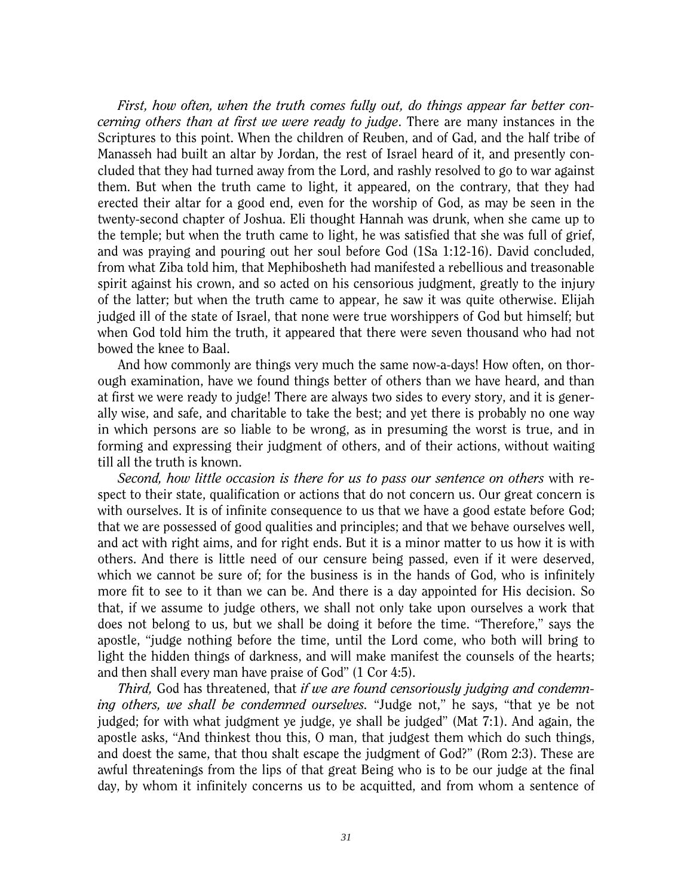*First, how often, when the truth comes fully out, do things appear far better concerning others than at first we were ready to judge*. There are many instances in the Scriptures to this point. When the children of Reuben, and of Gad, and the half tribe of Manasseh had built an altar by Jordan, the rest of Israel heard of it, and presently concluded that they had turned away from the Lord, and rashly resolved to go to war against them. But when the truth came to light, it appeared, on the contrary, that they had erected their altar for a good end, even for the worship of God, as may be seen in the twenty-second chapter of Joshua. Eli thought Hannah was drunk, when she came up to the temple; but when the truth came to light, he was satisfied that she was full of grief, and was praying and pouring out her soul before God (1Sa 1:12-16). David concluded, from what Ziba told him, that Mephibosheth had manifested a rebellious and treasonable spirit against his crown, and so acted on his censorious judgment, greatly to the injury of the latter; but when the truth came to appear, he saw it was quite otherwise. Elijah judged ill of the state of Israel, that none were true worshippers of God but himself; but when God told him the truth, it appeared that there were seven thousand who had not bowed the knee to Baal.

And how commonly are things very much the same now-a-days! How often, on thorough examination, have we found things better of others than we have heard, and than at first we were ready to judge! There are always two sides to every story, and it is generally wise, and safe, and charitable to take the best; and yet there is probably no one way in which persons are so liable to be wrong, as in presuming the worst is true, and in forming and expressing their judgment of others, and of their actions, without waiting till all the truth is known.

*Second, how little occasion is there for us to pass our sentence on others* with respect to their state, qualification or actions that do not concern us. Our great concern is with ourselves. It is of infinite consequence to us that we have a good estate before God; that we are possessed of good qualities and principles; and that we behave ourselves well, and act with right aims, and for right ends. But it is a minor matter to us how it is with others. And there is little need of our censure being passed, even if it were deserved, which we cannot be sure of; for the business is in the hands of God, who is infinitely more fit to see to it than we can be. And there is a day appointed for His decision. So that, if we assume to judge others, we shall not only take upon ourselves a work that does not belong to us, but we shall be doing it before the time. "Therefore," says the apostle, "judge nothing before the time, until the Lord come, who both will bring to light the hidden things of darkness, and will make manifest the counsels of the hearts; and then shall every man have praise of God" (1 Cor 4:5).

*Third,* God has threatened, that *if we are found censoriously judging and condemning others, we shall be condemned ourselves.* "Judge not," he says, "that ye be not judged; for with what judgment ye judge, ye shall be judged" (Mat 7:1). And again, the apostle asks, "And thinkest thou this, O man, that judgest them which do such things, and doest the same, that thou shalt escape the judgment of God?" (Rom 2:3). These are awful threatenings from the lips of that great Being who is to be our judge at the final day, by whom it infinitely concerns us to be acquitted, and from whom a sentence of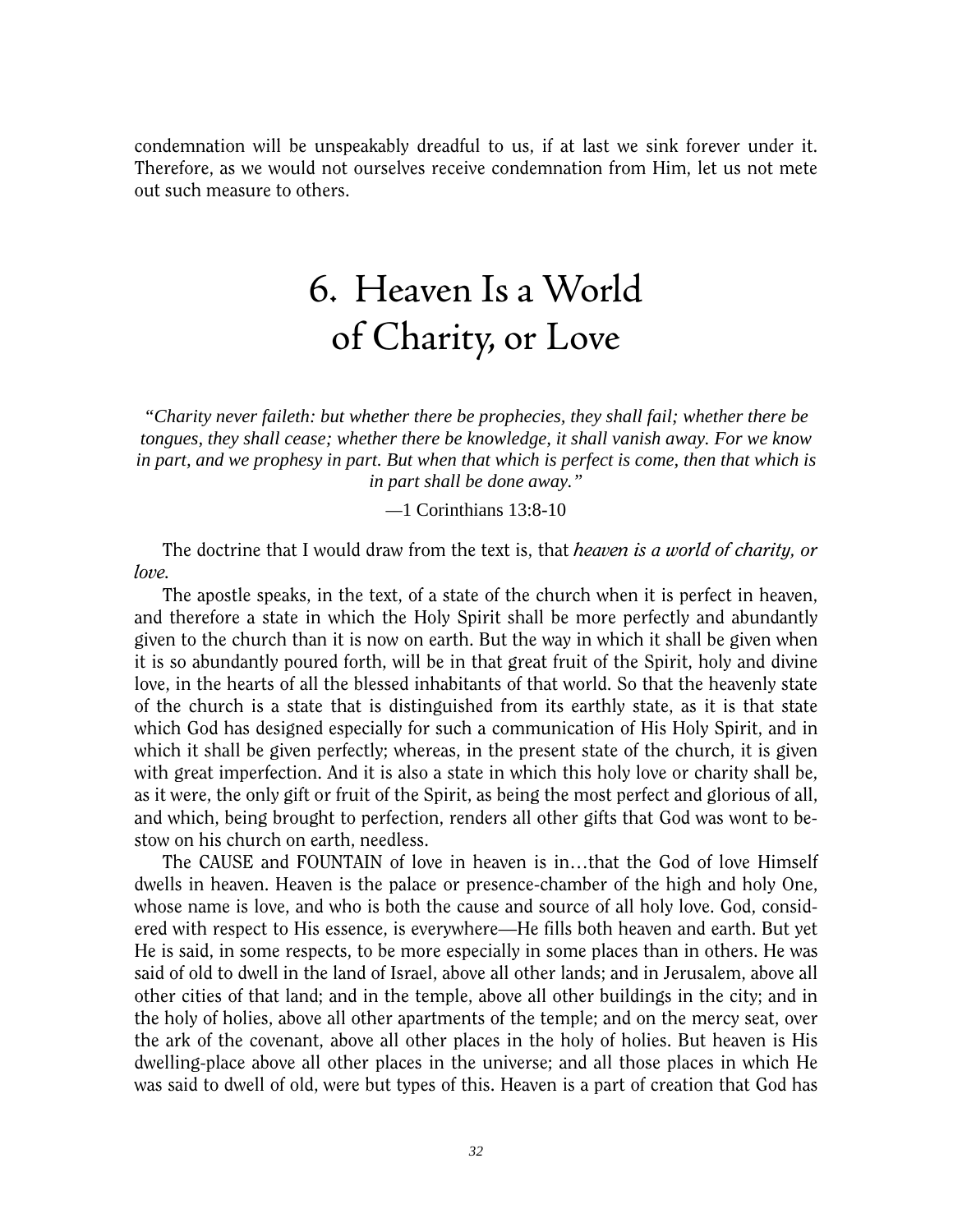condemnation will be unspeakably dreadful to us, if at last we sink forever under it. Therefore, as we would not ourselves receive condemnation from Him, let us not mete out such measure to others.

# 6. Heaven Is a World of Charity, or Love

*"Charity never faileth: but whether there be prophecies, they shall fail; whether there be tongues, they shall cease; whether there be knowledge, it shall vanish away. For we know in part, and we prophesy in part. But when that which is perfect is come, then that which is in part shall be done away."*

—1 Corinthians 13:8-10

The doctrine that I would draw from the text is, that *heaven is a world of charity, or love.*

The apostle speaks, in the text, of a state of the church when it is perfect in heaven, and therefore a state in which the Holy Spirit shall be more perfectly and abundantly given to the church than it is now on earth. But the way in which it shall be given when it is so abundantly poured forth, will be in that great fruit of the Spirit, holy and divine love, in the hearts of all the blessed inhabitants of that world. So that the heavenly state of the church is a state that is distinguished from its earthly state, as it is that state which God has designed especially for such a communication of His Holy Spirit, and in which it shall be given perfectly; whereas, in the present state of the church, it is given with great imperfection. And it is also a state in which this holy love or charity shall be, as it were, the only gift or fruit of the Spirit, as being the most perfect and glorious of all, and which, being brought to perfection, renders all other gifts that God was wont to bestow on his church on earth, needless.

The CAUSE and FOUNTAIN of love in heaven is in…that the God of love Himself dwells in heaven. Heaven is the palace or presence-chamber of the high and holy One, whose name is love, and who is both the cause and source of all holy love. God, considered with respect to His essence, is everywhere—He fills both heaven and earth. But yet He is said, in some respects, to be more especially in some places than in others. He was said of old to dwell in the land of Israel, above all other lands; and in Jerusalem, above all other cities of that land; and in the temple, above all other buildings in the city; and in the holy of holies, above all other apartments of the temple; and on the mercy seat, over the ark of the covenant, above all other places in the holy of holies. But heaven is His dwelling-place above all other places in the universe; and all those places in which He was said to dwell of old, were but types of this. Heaven is a part of creation that God has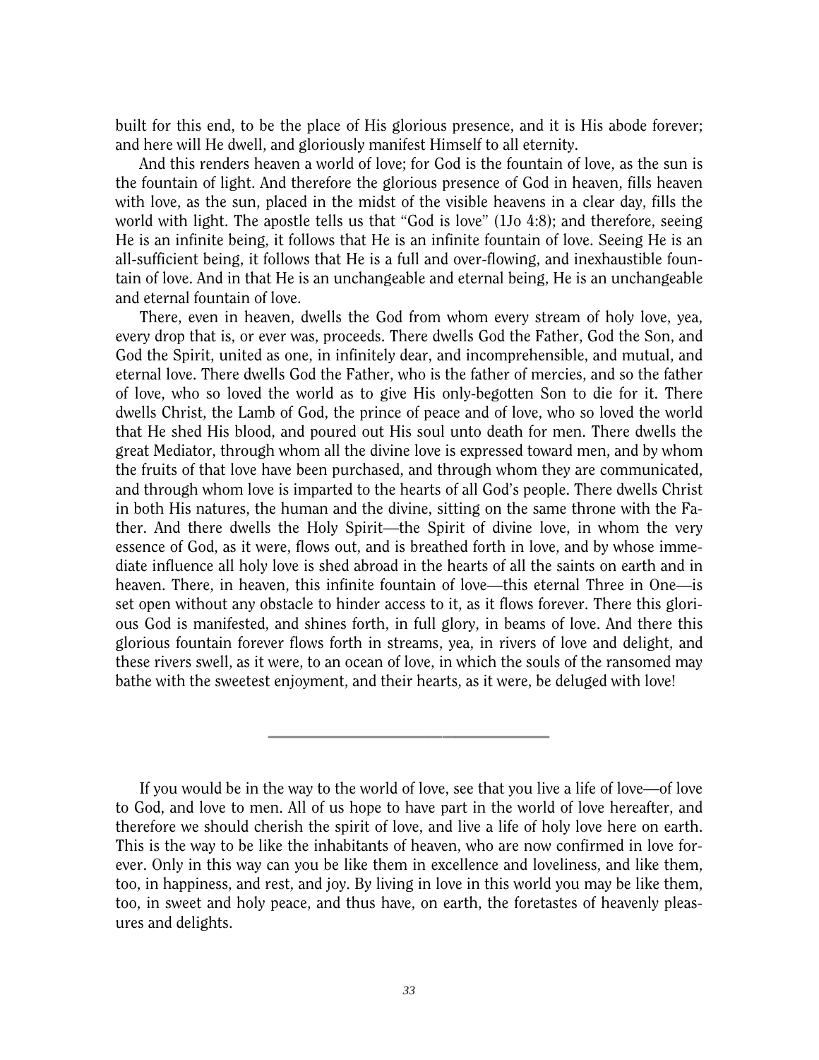built for this end, to be the place of His glorious presence, and it is His abode forever; and here will He dwell, and gloriously manifest Himself to all eternity.

And this renders heaven a world of love; for God is the fountain of love, as the sun is the fountain of light. And therefore the glorious presence of God in heaven, fills heaven with love, as the sun, placed in the midst of the visible heavens in a clear day, fills the world with light. The apostle tells us that "God is love" (1Jo 4:8); and therefore, seeing He is an infinite being, it follows that He is an infinite fountain of love. Seeing He is an all-sufficient being, it follows that He is a full and over-flowing, and inexhaustible fountain of love. And in that He is an unchangeable and eternal being, He is an unchangeable and eternal fountain of love.

There, even in heaven, dwells the God from whom every stream of holy love, yea, every drop that is, or ever was, proceeds. There dwells God the Father, God the Son, and God the Spirit, united as one, in infinitely dear, and incomprehensible, and mutual, and eternal love. There dwells God the Father, who is the father of mercies, and so the father of love, who so loved the world as to give His only-begotten Son to die for it. There dwells Christ, the Lamb of God, the prince of peace and of love, who so loved the world that He shed His blood, and poured out His soul unto death for men. There dwells the great Mediator, through whom all the divine love is expressed toward men, and by whom the fruits of that love have been purchased, and through whom they are communicated, and through whom love is imparted to the hearts of all God's people. There dwells Christ in both His natures, the human and the divine, sitting on the same throne with the Father. And there dwells the Holy Spirit—the Spirit of divine love, in whom the very essence of God, as it were, flows out, and is breathed forth in love, and by whose immediate influence all holy love is shed abroad in the hearts of all the saints on earth and in heaven. There, in heaven, this infinite fountain of love—this eternal Three in One—is set open without any obstacle to hinder access to it, as it flows forever. There this glorious God is manifested, and shines forth, in full glory, in beams of love. And there this glorious fountain forever flows forth in streams, yea, in rivers of love and delight, and these rivers swell, as it were, to an ocean of love, in which the souls of the ransomed may bathe with the sweetest enjoyment, and their hearts, as it were, be deluged with love!

---

If you would be in the way to the world of love, see that you live a life of love—of love to God, and love to men. All of us hope to have part in the world of love hereafter, and therefore we should cherish the spirit of love, and live a life of holy love here on earth. This is the way to be like the inhabitants of heaven, who are now confirmed in love forever. Only in this way can you be like them in excellence and loveliness, and like them, too, in happiness, and rest, and joy. By living in love in this world you may be like them, too, in sweet and holy peace, and thus have, on earth, the foretastes of heavenly pleasures and delights.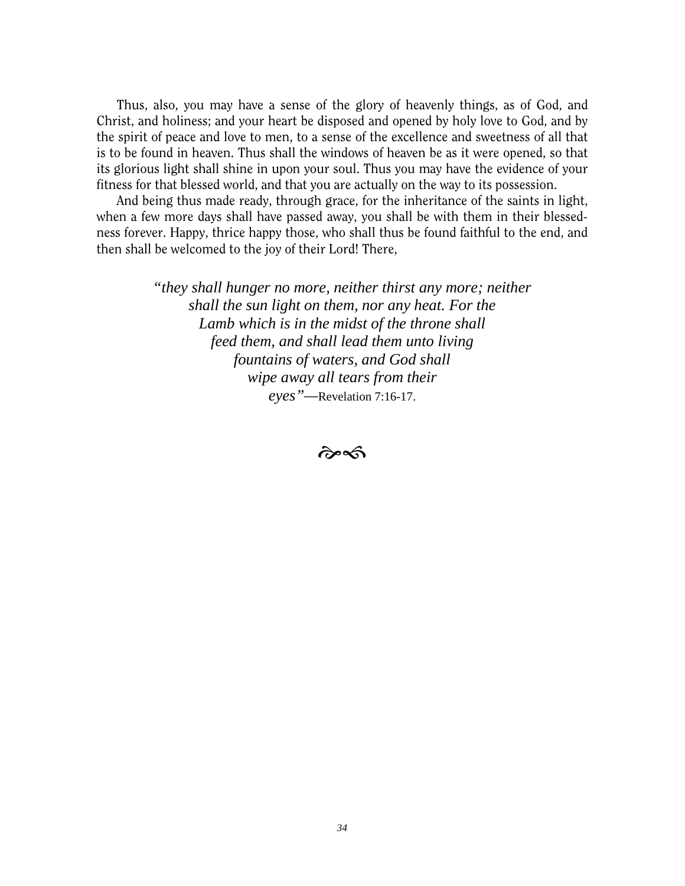Thus, also, you may have a sense of the glory of heavenly things, as of God, and Christ, and holiness; and your heart be disposed and opened by holy love to God, and by the spirit of peace and love to men, to a sense of the excellence and sweetness of all that is to be found in heaven. Thus shall the windows of heaven be as it were opened, so that its glorious light shall shine in upon your soul. Thus you may have the evidence of your fitness for that blessed world, and that you are actually on the way to its possession.

And being thus made ready, through grace, for the inheritance of the saints in light, when a few more days shall have passed away, you shall be with them in their blessedness forever. Happy, thrice happy those, who shall thus be found faithful to the end, and then shall be welcomed to the joy of their Lord! There,

> *"they shall hunger no more, neither thirst any more; neither shall the sun light on them, nor any heat. For the Lamb which is in the midst of the throne shall feed them, and shall lead them unto living fountains of waters, and God shall wipe away all tears from their eyes"*—Revelation 7:16-17.